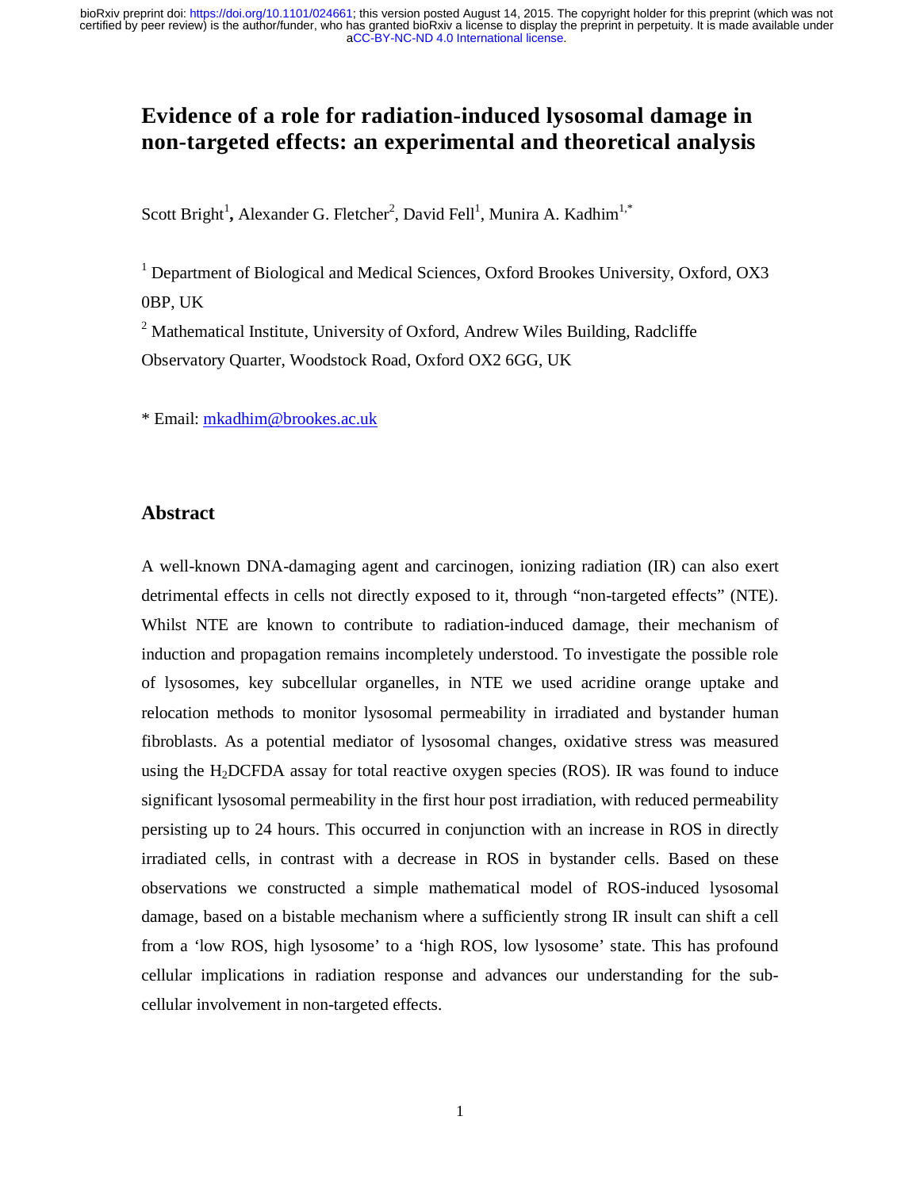# Evidence of a role for radiation-induced lysosomal damage in non-targeted effects: an experimental and theoretical analysis

Scott Bright[1], Alexander G. Fletcher[2], David Fell[1], Munira A. Kadhim[1,*]

[1] Department of Biological and Medical Sciences, Oxford Brookes University, Oxford, OX3 0BP, UK

[2] Mathematical Institute, University of Oxford, Andrew Wiles Building, Radcliffe Observatory Quarter, Woodstock Road, Oxford OX2 6GG, UK

* Email: mkadhim@brookes.ac.uk

## Abstract

A well-known DNA-damaging agent and carcinogen, ionizing radiation (IR) can also exert detrimental effects in cells not directly exposed to it, through "non-targeted effects" (NTE). Whilst NTE are known to contribute to radiation-induced damage, their mechanism of induction and propagation remains incompletely understood. To investigate the possible role of lysosomes, key subcellular organelles, in NTE we used acridine orange uptake and relocation methods to monitor lysosomal permeability in irradiated and bystander human fibroblasts. As a potential mediator of lysosomal changes, oxidative stress was measured using the $H_2$DCFDA assay for total reactive oxygen species (ROS). IR was found to induce significant lysosomal permeability in the first hour post irradiation, with reduced permeability persisting up to 24 hours. This occurred in conjunction with an increase in ROS in directly irradiated cells, in contrast with a decrease in ROS in bystander cells. Based on these observations we constructed a simple mathematical model of ROS-induced lysosomal damage, based on a bistable mechanism where a sufficiently strong IR insult can shift a cell from a 'low ROS, high lysosome' to a 'high ROS, low lysosome' state. This has profound cellular implications in radiation response and advances our understanding for the sub-cellular involvement in non-targeted effects.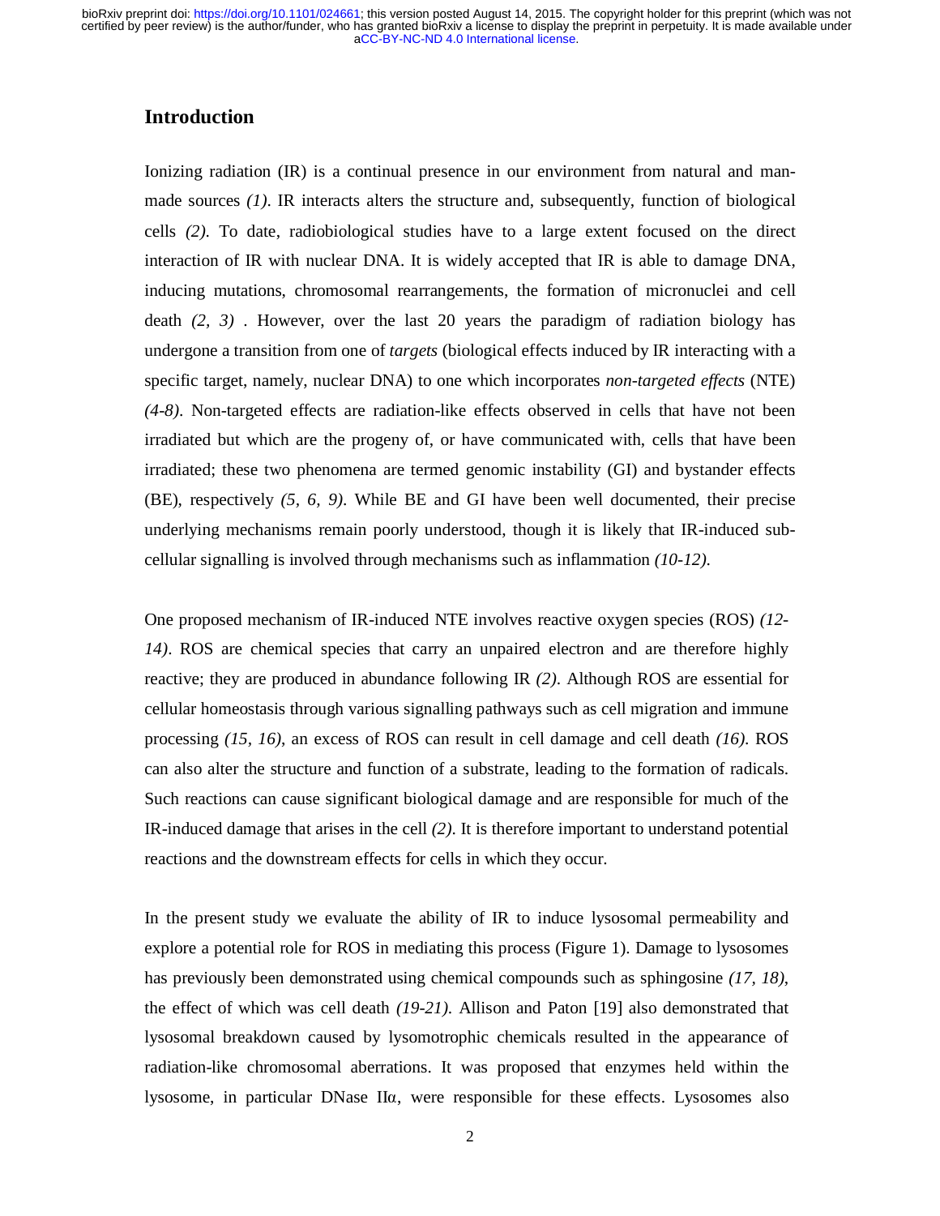## Introduction

Ionizing radiation (IR) is a continual presence in our environment from natural and man-made sources *(1)*. IR interacts alters the structure and, subsequently, function of biological cells *(2)*. To date, radiobiological studies have to a large extent focused on the direct interaction of IR with nuclear DNA. It is widely accepted that IR is able to damage DNA, inducing mutations, chromosomal rearrangements, the formation of micronuclei and cell death *(2, 3)* . However, over the last 20 years the paradigm of radiation biology has undergone a transition from one of *targets* (biological effects induced by IR interacting with a specific target, namely, nuclear DNA) to one which incorporates *non-targeted effects* (NTE) *(4-8)*. Non-targeted effects are radiation-like effects observed in cells that have not been irradiated but which are the progeny of, or have communicated with, cells that have been irradiated; these two phenomena are termed genomic instability (GI) and bystander effects (BE), respectively *(5, 6, 9)*. While BE and GI have been well documented, their precise underlying mechanisms remain poorly understood, though it is likely that IR-induced sub-cellular signalling is involved through mechanisms such as inflammation *(10-12)*.

One proposed mechanism of IR-induced NTE involves reactive oxygen species (ROS) *(12-14)*. ROS are chemical species that carry an unpaired electron and are therefore highly reactive; they are produced in abundance following IR *(2)*. Although ROS are essential for cellular homeostasis through various signalling pathways such as cell migration and immune processing *(15, 16)*, an excess of ROS can result in cell damage and cell death *(16)*. ROS can also alter the structure and function of a substrate, leading to the formation of radicals. Such reactions can cause significant biological damage and are responsible for much of the IR-induced damage that arises in the cell *(2)*. It is therefore important to understand potential reactions and the downstream effects for cells in which they occur.

In the present study we evaluate the ability of IR to induce lysosomal permeability and explore a potential role for ROS in mediating this process (Figure 1). Damage to lysosomes has previously been demonstrated using chemical compounds such as sphingosine *(17, 18)*, the effect of which was cell death *(19-21)*. Allison and Paton [19] also demonstrated that lysosomal breakdown caused by lysomotrophic chemicals resulted in the appearance of radiation-like chromosomal aberrations. It was proposed that enzymes held within the lysosome, in particular DNase IIα, were responsible for these effects. Lysosomes also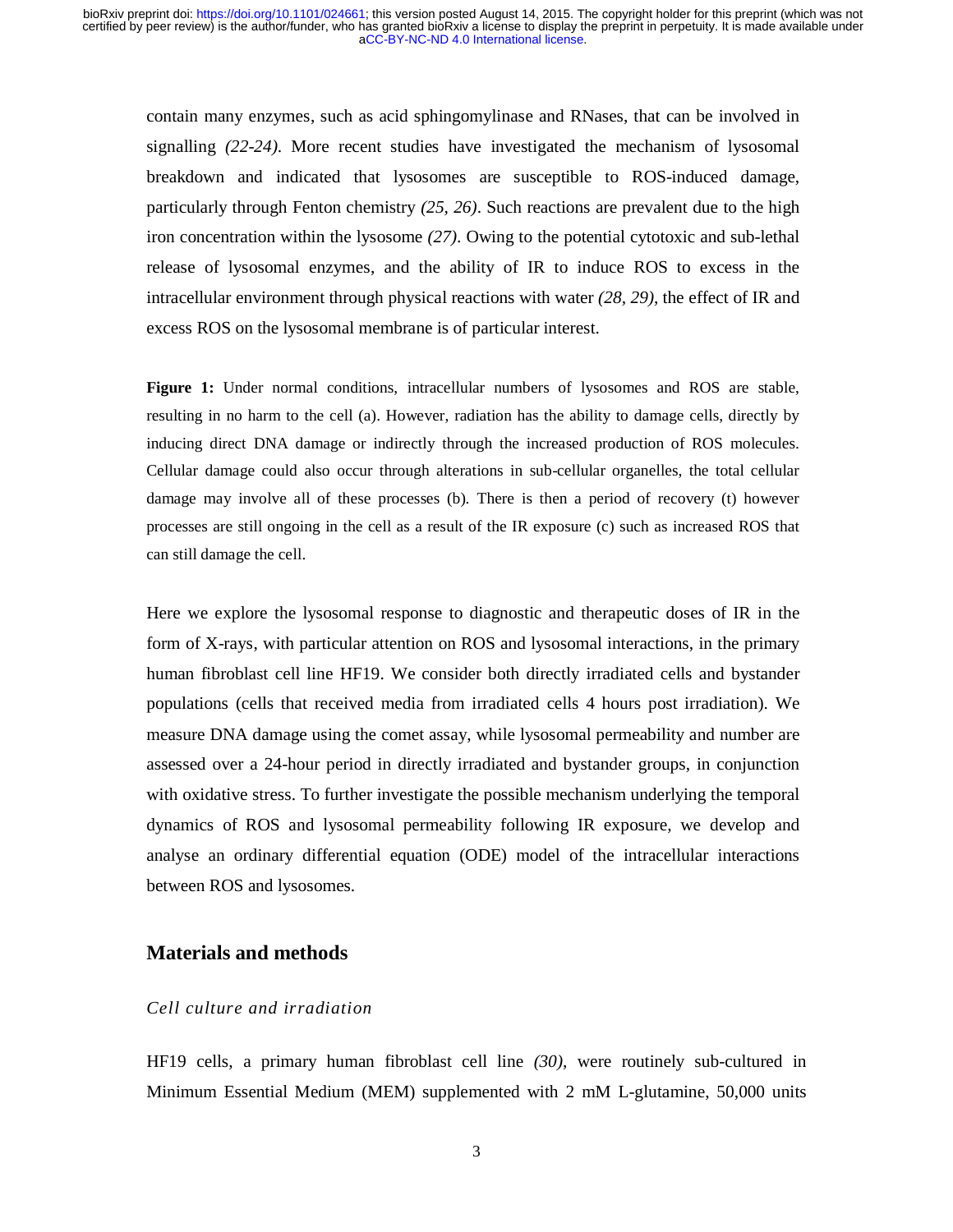contain many enzymes, such as acid sphingomylinase and RNases, that can be involved in signalling *(22-24)*. More recent studies have investigated the mechanism of lysosomal breakdown and indicated that lysosomes are susceptible to ROS-induced damage, particularly through Fenton chemistry *(25, 26)*. Such reactions are prevalent due to the high iron concentration within the lysosome *(27)*. Owing to the potential cytotoxic and sub-lethal release of lysosomal enzymes, and the ability of IR to induce ROS to excess in the intracellular environment through physical reactions with water *(28, 29)*, the effect of IR and excess ROS on the lysosomal membrane is of particular interest.

**Figure 1:** Under normal conditions, intracellular numbers of lysosomes and ROS are stable, resulting in no harm to the cell (a). However, radiation has the ability to damage cells, directly by inducing direct DNA damage or indirectly through the increased production of ROS molecules. Cellular damage could also occur through alterations in sub-cellular organelles, the total cellular damage may involve all of these processes (b). There is then a period of recovery (t) however processes are still ongoing in the cell as a result of the IR exposure (c) such as increased ROS that can still damage the cell.

Here we explore the lysosomal response to diagnostic and therapeutic doses of IR in the form of X-rays, with particular attention on ROS and lysosomal interactions, in the primary human fibroblast cell line HF19. We consider both directly irradiated cells and bystander populations (cells that received media from irradiated cells 4 hours post irradiation). We measure DNA damage using the comet assay, while lysosomal permeability and number are assessed over a 24-hour period in directly irradiated and bystander groups, in conjunction with oxidative stress. To further investigate the possible mechanism underlying the temporal dynamics of ROS and lysosomal permeability following IR exposure, we develop and analyse an ordinary differential equation (ODE) model of the intracellular interactions between ROS and lysosomes.

## Materials and methods

### *Cell culture and irradiation*

HF19 cells, a primary human fibroblast cell line *(30)*, were routinely sub-cultured in Minimum Essential Medium (MEM) supplemented with 2 mM L-glutamine, 50,000 units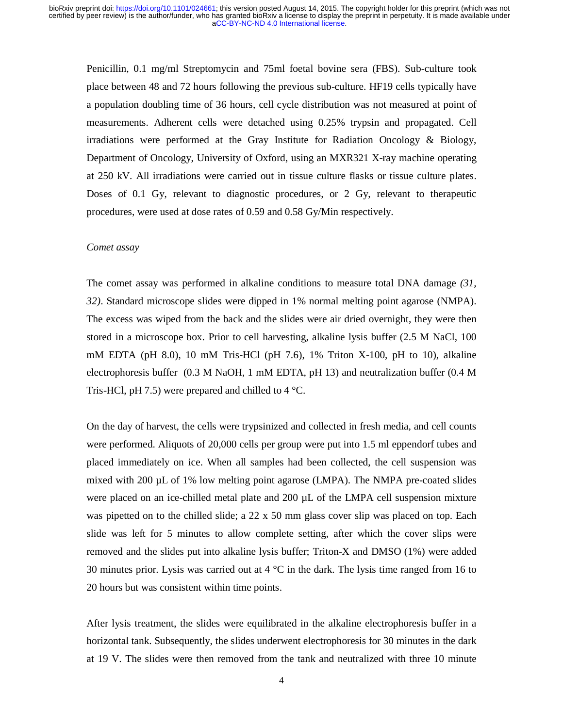Penicillin, 0.1 mg/ml Streptomycin and 75ml foetal bovine sera (FBS). Sub-culture took place between 48 and 72 hours following the previous sub-culture. HF19 cells typically have a population doubling time of 36 hours, cell cycle distribution was not measured at point of measurements. Adherent cells were detached using 0.25% trypsin and propagated. Cell irradiations were performed at the Gray Institute for Radiation Oncology & Biology, Department of Oncology, University of Oxford, using an MXR321 X-ray machine operating at 250 kV. All irradiations were carried out in tissue culture flasks or tissue culture plates. Doses of 0.1 Gy, relevant to diagnostic procedures, or 2 Gy, relevant to therapeutic procedures, were used at dose rates of 0.59 and 0.58 Gy/Min respectively.

*Comet assay*

The comet assay was performed in alkaline conditions to measure total DNA damage *(31, 32)*. Standard microscope slides were dipped in 1% normal melting point agarose (NMPA). The excess was wiped from the back and the slides were air dried overnight, they were then stored in a microscope box. Prior to cell harvesting, alkaline lysis buffer (2.5 M NaCl, 100 mM EDTA (pH 8.0), 10 mM Tris-HCl (pH 7.6), 1% Triton X-100, pH to 10), alkaline electrophoresis buffer (0.3 M NaOH, 1 mM EDTA, pH 13) and neutralization buffer (0.4 M Tris-HCl, pH 7.5) were prepared and chilled to 4 °C.

On the day of harvest, the cells were trypsinized and collected in fresh media, and cell counts were performed. Aliquots of 20,000 cells per group were put into 1.5 ml eppendorf tubes and placed immediately on ice. When all samples had been collected, the cell suspension was mixed with 200 µL of 1% low melting point agarose (LMPA). The NMPA pre-coated slides were placed on an ice-chilled metal plate and 200 µL of the LMPA cell suspension mixture was pipetted on to the chilled slide; a 22 x 50 mm glass cover slip was placed on top. Each slide was left for 5 minutes to allow complete setting, after which the cover slips were removed and the slides put into alkaline lysis buffer; Triton-X and DMSO (1%) were added 30 minutes prior. Lysis was carried out at 4 °C in the dark. The lysis time ranged from 16 to 20 hours but was consistent within time points.

After lysis treatment, the slides were equilibrated in the alkaline electrophoresis buffer in a horizontal tank. Subsequently, the slides underwent electrophoresis for 30 minutes in the dark at 19 V. The slides were then removed from the tank and neutralized with three 10 minute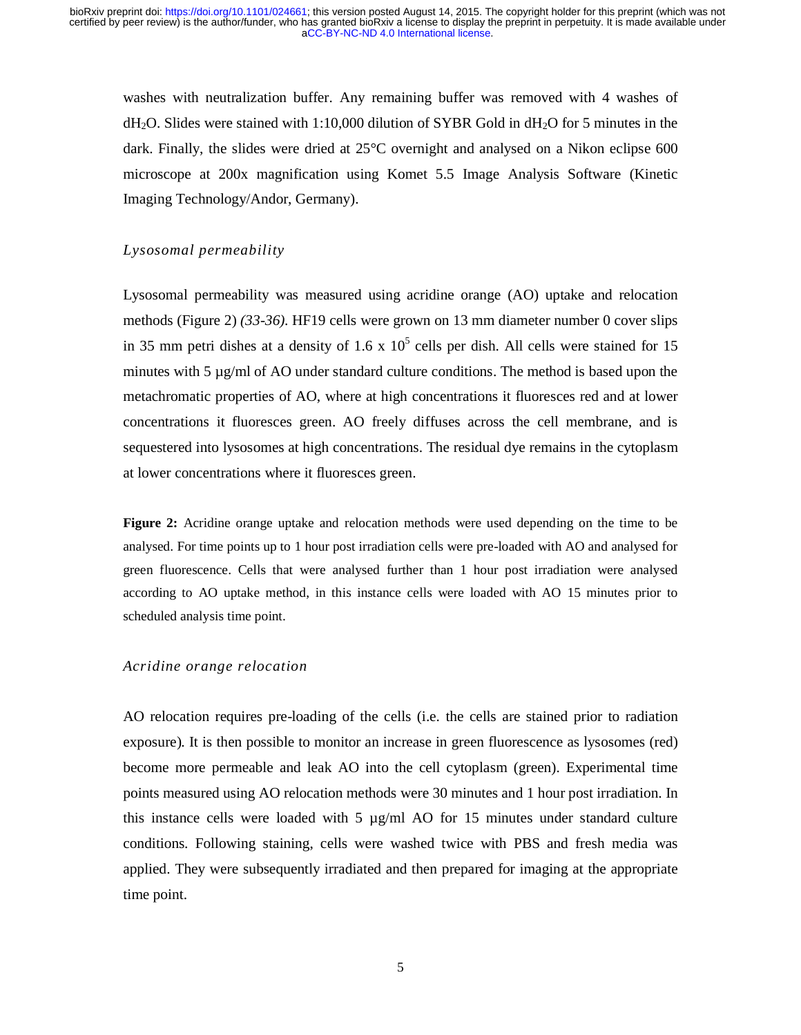washes with neutralization buffer. Any remaining buffer was removed with 4 washes of $dH_2O$. Slides were stained with 1:10,000 dilution of SYBR Gold in $dH_2O$ for 5 minutes in the dark. Finally, the slides were dried at 25°C overnight and analysed on a Nikon eclipse 600 microscope at 200x magnification using Komet 5.5 Image Analysis Software (Kinetic Imaging Technology/Andor, Germany).

### *Lysosomal permeability*

Lysosomal permeability was measured using acridine orange (AO) uptake and relocation methods (Figure 2) *(33-36)*. HF19 cells were grown on 13 mm diameter number 0 cover slips in 35 mm petri dishes at a density of 1.6 x $10^5$ cells per dish. All cells were stained for 15 minutes with 5 µg/ml of AO under standard culture conditions. The method is based upon the metachromatic properties of AO, where at high concentrations it fluoresces red and at lower concentrations it fluoresces green. AO freely diffuses across the cell membrane, and is sequestered into lysosomes at high concentrations. The residual dye remains in the cytoplasm at lower concentrations where it fluoresces green.

**Figure 2:** Acridine orange uptake and relocation methods were used depending on the time to be analysed. For time points up to 1 hour post irradiation cells were pre-loaded with AO and analysed for green fluorescence. Cells that were analysed further than 1 hour post irradiation were analysed according to AO uptake method, in this instance cells were loaded with AO 15 minutes prior to scheduled analysis time point.

### *Acridine orange relocation*

AO relocation requires pre-loading of the cells (i.e. the cells are stained prior to radiation exposure). It is then possible to monitor an increase in green fluorescence as lysosomes (red) become more permeable and leak AO into the cell cytoplasm (green). Experimental time points measured using AO relocation methods were 30 minutes and 1 hour post irradiation. In this instance cells were loaded with 5 µg/ml AO for 15 minutes under standard culture conditions. Following staining, cells were washed twice with PBS and fresh media was applied. They were subsequently irradiated and then prepared for imaging at the appropriate time point.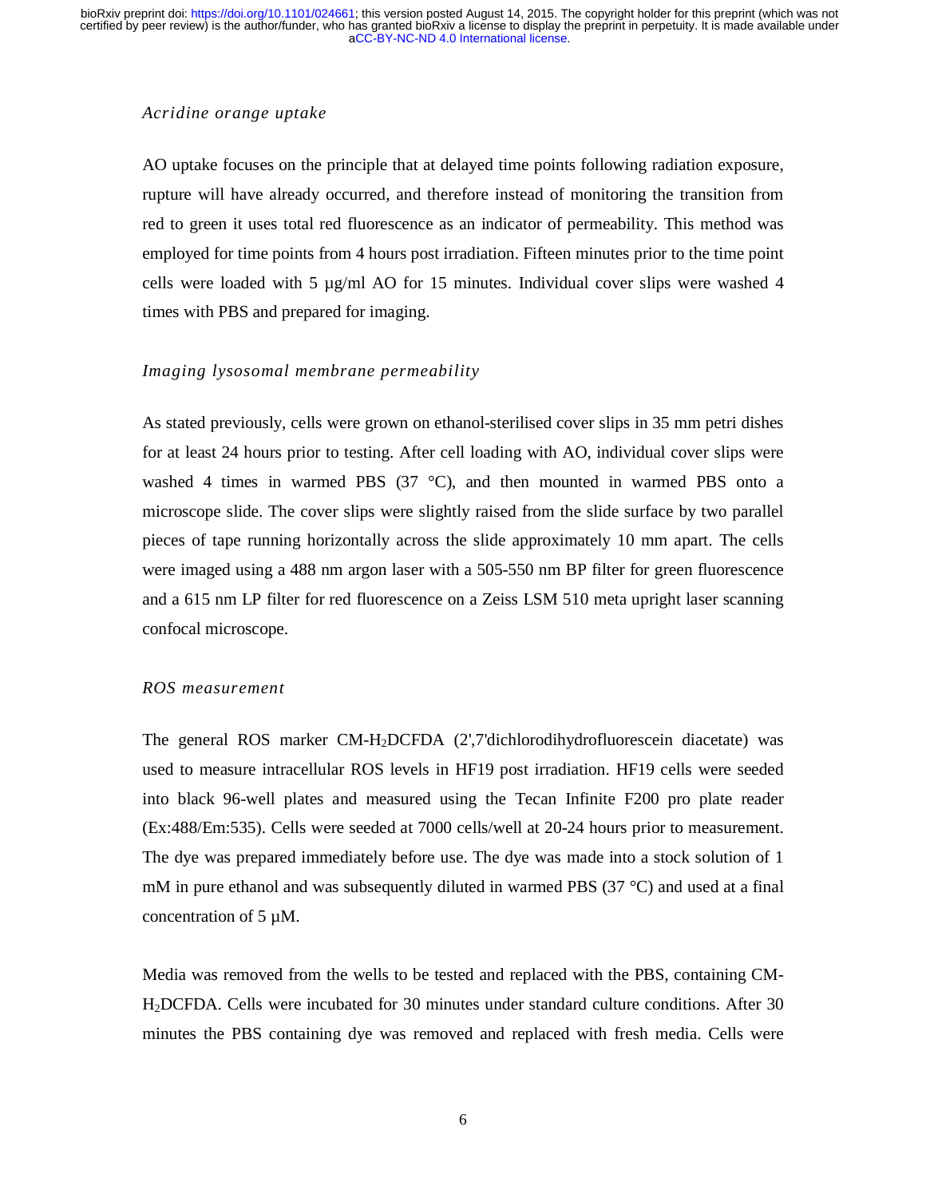*Acridine orange uptake*

AO uptake focuses on the principle that at delayed time points following radiation exposure, rupture will have already occurred, and therefore instead of monitoring the transition from red to green it uses total red fluorescence as an indicator of permeability. This method was employed for time points from 4 hours post irradiation. Fifteen minutes prior to the time point cells were loaded with 5 µg/ml AO for 15 minutes. Individual cover slips were washed 4 times with PBS and prepared for imaging.

*Imaging lysosomal membrane permeability*

As stated previously, cells were grown on ethanol-sterilised cover slips in 35 mm petri dishes for at least 24 hours prior to testing. After cell loading with AO, individual cover slips were washed 4 times in warmed PBS (37 °C), and then mounted in warmed PBS onto a microscope slide. The cover slips were slightly raised from the slide surface by two parallel pieces of tape running horizontally across the slide approximately 10 mm apart. The cells were imaged using a 488 nm argon laser with a 505-550 nm BP filter for green fluorescence and a 615 nm LP filter for red fluorescence on a Zeiss LSM 510 meta upright laser scanning confocal microscope.

*ROS measurement*

The general ROS marker CM-$H_2$DCFDA (2',7'dichlorodihydrofluorescein diacetate) was used to measure intracellular ROS levels in HF19 post irradiation. HF19 cells were seeded into black 96-well plates and measured using the Tecan Infinite F200 pro plate reader (Ex:488/Em:535). Cells were seeded at 7000 cells/well at 20-24 hours prior to measurement. The dye was prepared immediately before use. The dye was made into a stock solution of 1 mM in pure ethanol and was subsequently diluted in warmed PBS (37 °C) and used at a final concentration of 5 µM.

Media was removed from the wells to be tested and replaced with the PBS, containing CM-$H_2$DCFDA. Cells were incubated for 30 minutes under standard culture conditions. After 30 minutes the PBS containing dye was removed and replaced with fresh media. Cells were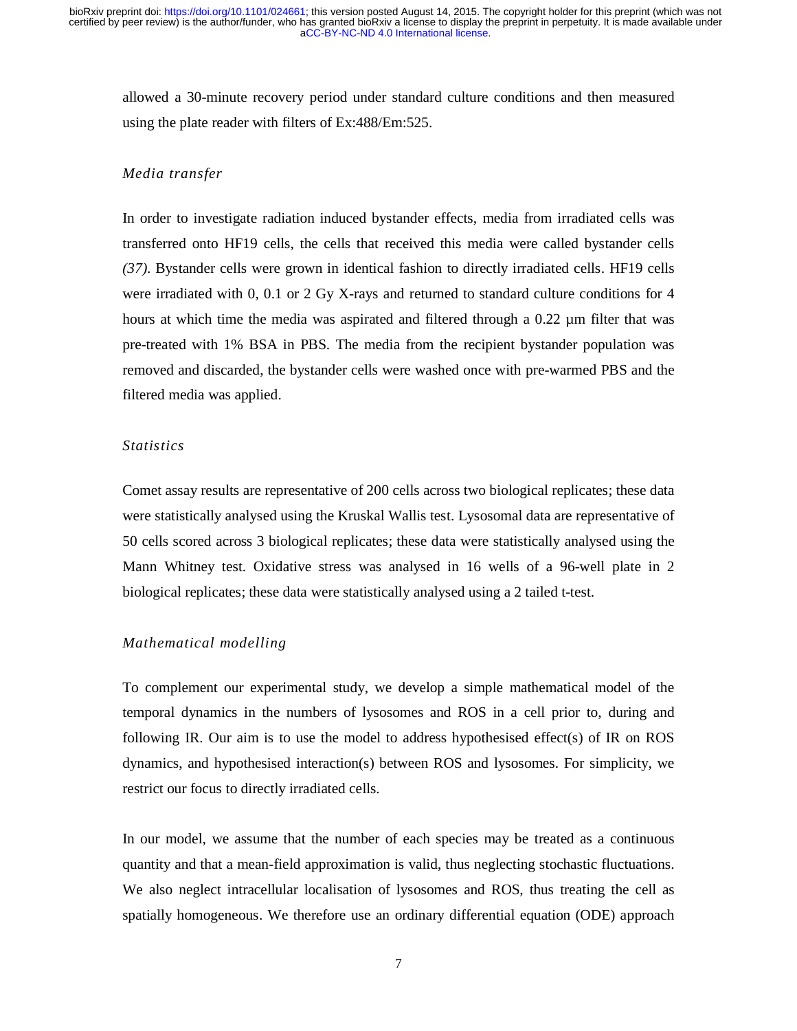allowed a 30-minute recovery period under standard culture conditions and then measured using the plate reader with filters of Ex:488/Em:525.

### *Media transfer*

In order to investigate radiation induced bystander effects, media from irradiated cells was transferred onto HF19 cells, the cells that received this media were called bystander cells *(37)*. Bystander cells were grown in identical fashion to directly irradiated cells. HF19 cells were irradiated with 0, 0.1 or 2 Gy X-rays and returned to standard culture conditions for 4 hours at which time the media was aspirated and filtered through a 0.22 µm filter that was pre-treated with 1% BSA in PBS. The media from the recipient bystander population was removed and discarded, the bystander cells were washed once with pre-warmed PBS and the filtered media was applied.

### *Statistics*

Comet assay results are representative of 200 cells across two biological replicates; these data were statistically analysed using the Kruskal Wallis test. Lysosomal data are representative of 50 cells scored across 3 biological replicates; these data were statistically analysed using the Mann Whitney test. Oxidative stress was analysed in 16 wells of a 96-well plate in 2 biological replicates; these data were statistically analysed using a 2 tailed t-test.

### *Mathematical modelling*

To complement our experimental study, we develop a simple mathematical model of the temporal dynamics in the numbers of lysosomes and ROS in a cell prior to, during and following IR. Our aim is to use the model to address hypothesised effect(s) of IR on ROS dynamics, and hypothesised interaction(s) between ROS and lysosomes. For simplicity, we restrict our focus to directly irradiated cells.

In our model, we assume that the number of each species may be treated as a continuous quantity and that a mean-field approximation is valid, thus neglecting stochastic fluctuations. We also neglect intracellular localisation of lysosomes and ROS, thus treating the cell as spatially homogeneous. We therefore use an ordinary differential equation (ODE) approach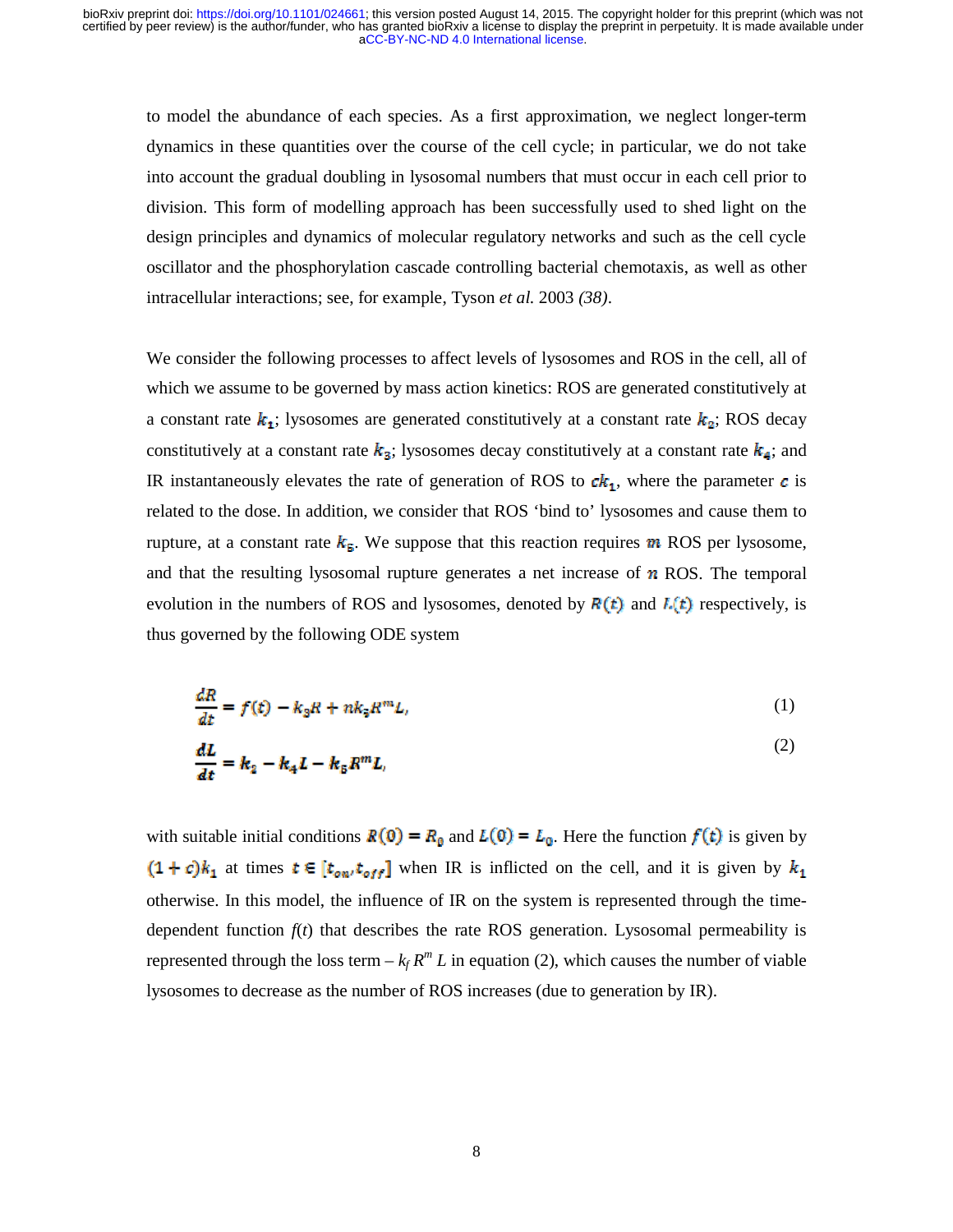to model the abundance of each species. As a first approximation, we neglect longer-term dynamics in these quantities over the course of the cell cycle; in particular, we do not take into account the gradual doubling in lysosomal numbers that must occur in each cell prior to division. This form of modelling approach has been successfully used to shed light on the design principles and dynamics of molecular regulatory networks and such as the cell cycle oscillator and the phosphorylation cascade controlling bacterial chemotaxis, as well as other intracellular interactions; see, for example, Tyson *et al.* 2003 *(38)*.

We consider the following processes to affect levels of lysosomes and ROS in the cell, all of which we assume to be governed by mass action kinetics: ROS are generated constitutively at a constant rate $k_1$; lysosomes are generated constitutively at a constant rate $k_2$; ROS decay constitutively at a constant rate $k_3$; lysosomes decay constitutively at a constant rate $k_4$; and IR instantaneously elevates the rate of generation of ROS to $ck_1$, where the parameter $c$ is related to the dose. In addition, we consider that ROS 'bind to' lysosomes and cause them to rupture, at a constant rate $k_5$. We suppose that this reaction requires $m$ ROS per lysosome, and that the resulting lysosomal rupture generates a net increase of $n$ ROS. The temporal evolution in the numbers of ROS and lysosomes, denoted by $R(t)$ and $L(t)$ respectively, is thus governed by the following ODE system

$$\frac{dR}{dt} = f(t) - k_3 R + n k_5 R^m L, \tag{1}$$

$$\frac{dL}{dt} = k_2 - k_4 L - k_5 R^m L, \tag{2}$$

with suitable initial conditions $R(0) = R_0$ and $L(0) = L_0$. Here the function $f(t)$ is given by $(1+c)k_1$ at times $t \in [t_{on}, t_{off}]$ when IR is inflicted on the cell, and it is given by $k_1$ otherwise. In this model, the influence of IR on the system is represented through the time-dependent function $f(t)$ that describes the rate ROS generation. Lysosomal permeability is represented through the loss term $- k_f R^m L$ in equation (2), which causes the number of viable lysosomes to decrease as the number of ROS increases (due to generation by IR).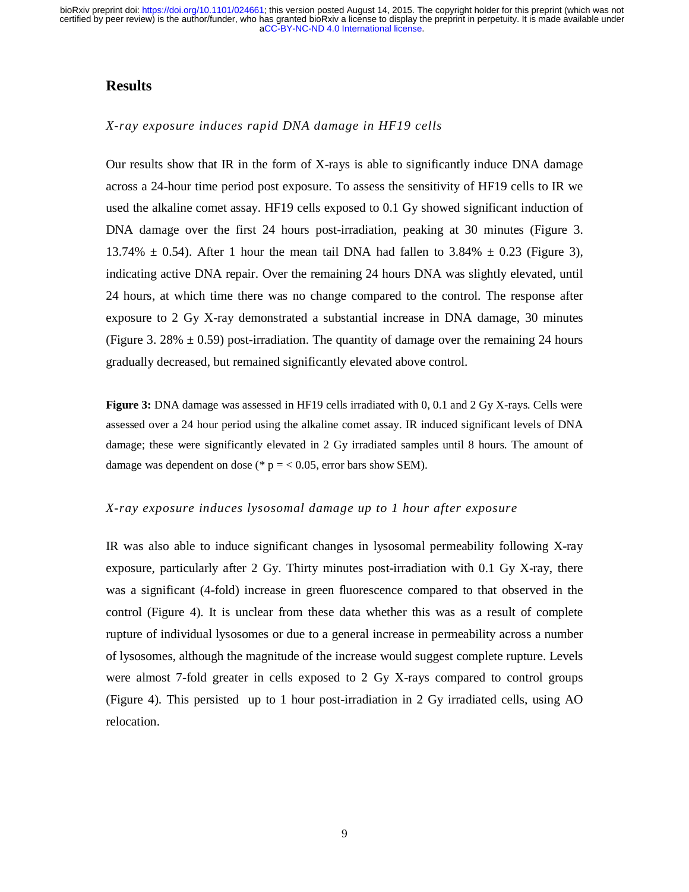## Results

*X-ray exposure induces rapid DNA damage in HF19 cells*

Our results show that IR in the form of X-rays is able to significantly induce DNA damage across a 24-hour time period post exposure. To assess the sensitivity of HF19 cells to IR we used the alkaline comet assay. HF19 cells exposed to 0.1 Gy showed significant induction of DNA damage over the first 24 hours post-irradiation, peaking at 30 minutes (Figure 3. 13.74% ± 0.54). After 1 hour the mean tail DNA had fallen to 3.84% ± 0.23 (Figure 3), indicating active DNA repair. Over the remaining 24 hours DNA was slightly elevated, until 24 hours, at which time there was no change compared to the control. The response after exposure to 2 Gy X-ray demonstrated a substantial increase in DNA damage, 30 minutes (Figure 3. 28% ± 0.59) post-irradiation. The quantity of damage over the remaining 24 hours gradually decreased, but remained significantly elevated above control.

**Figure 3:** DNA damage was assessed in HF19 cells irradiated with 0, 0.1 and 2 Gy X-rays. Cells were assessed over a 24 hour period using the alkaline comet assay. IR induced significant levels of DNA damage; these were significantly elevated in 2 Gy irradiated samples until 8 hours. The amount of damage was dependent on dose (* p = < 0.05, error bars show SEM).

*X-ray exposure induces lysosomal damage up to 1 hour after exposure*

IR was also able to induce significant changes in lysosomal permeability following X-ray exposure, particularly after 2 Gy. Thirty minutes post-irradiation with 0.1 Gy X-ray, there was a significant (4-fold) increase in green fluorescence compared to that observed in the control (Figure 4). It is unclear from these data whether this was as a result of complete rupture of individual lysosomes or due to a general increase in permeability across a number of lysosomes, although the magnitude of the increase would suggest complete rupture. Levels were almost 7-fold greater in cells exposed to 2 Gy X-rays compared to control groups (Figure 4). This persisted up to 1 hour post-irradiation in 2 Gy irradiated cells, using AO relocation.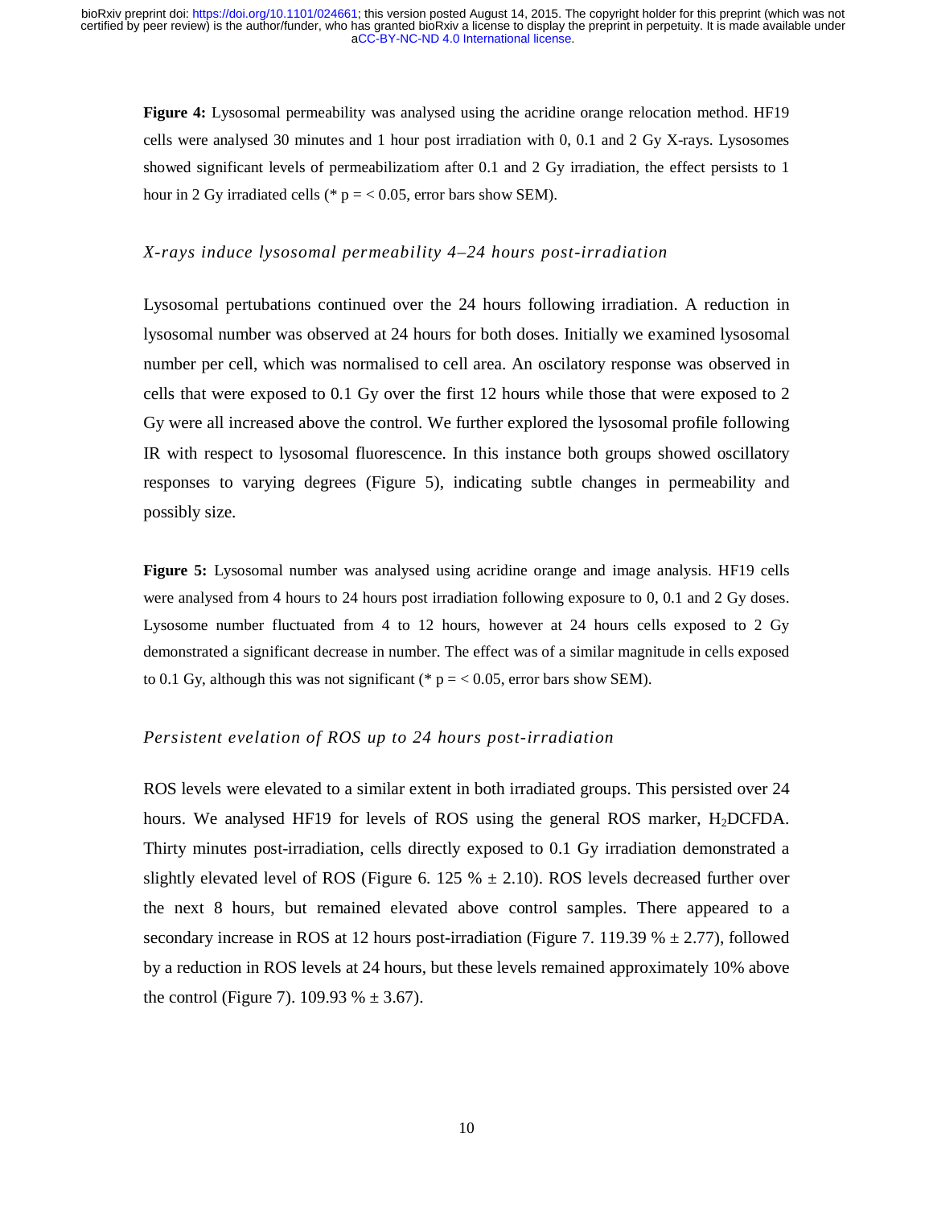**Figure 4:** Lysosomal permeability was analysed using the acridine orange relocation method. HF19 cells were analysed 30 minutes and 1 hour post irradiation with 0, 0.1 and 2 Gy X-rays. Lysosomes showed significant levels of permeabilizatiom after 0.1 and 2 Gy irradiation, the effect persists to 1 hour in 2 Gy irradiated cells (* p = < 0.05, error bars show SEM).

### *X-rays induce lysosomal permeability 4–24 hours post-irradiation*

Lysosomal pertubations continued over the 24 hours following irradiation. A reduction in lysosomal number was observed at 24 hours for both doses. Initially we examined lysosomal number per cell, which was normalised to cell area. An oscilatory response was observed in cells that were exposed to 0.1 Gy over the first 12 hours while those that were exposed to 2 Gy were all increased above the control. We further explored the lysosomal profile following IR with respect to lysosomal fluorescence. In this instance both groups showed oscillatory responses to varying degrees (Figure 5), indicating subtle changes in permeability and possibly size.

**Figure 5:** Lysosomal number was analysed using acridine orange and image analysis. HF19 cells were analysed from 4 hours to 24 hours post irradiation following exposure to 0, 0.1 and 2 Gy doses. Lysosome number fluctuated from 4 to 12 hours, however at 24 hours cells exposed to 2 Gy demonstrated a significant decrease in number. The effect was of a similar magnitude in cells exposed to 0.1 Gy, although this was not significant (* p = < 0.05, error bars show SEM).

### *Persistent evelation of ROS up to 24 hours post-irradiation*

ROS levels were elevated to a similar extent in both irradiated groups. This persisted over 24 hours. We analysed HF19 for levels of ROS using the general ROS marker, $H_2$DCFDA. Thirty minutes post-irradiation, cells directly exposed to 0.1 Gy irradiation demonstrated a slightly elevated level of ROS (Figure 6. 125 % ± 2.10). ROS levels decreased further over the next 8 hours, but remained elevated above control samples. There appeared to a secondary increase in ROS at 12 hours post-irradiation (Figure 7. 119.39 % ± 2.77), followed by a reduction in ROS levels at 24 hours, but these levels remained approximately 10% above the control (Figure 7). 109.93 % ± 3.67).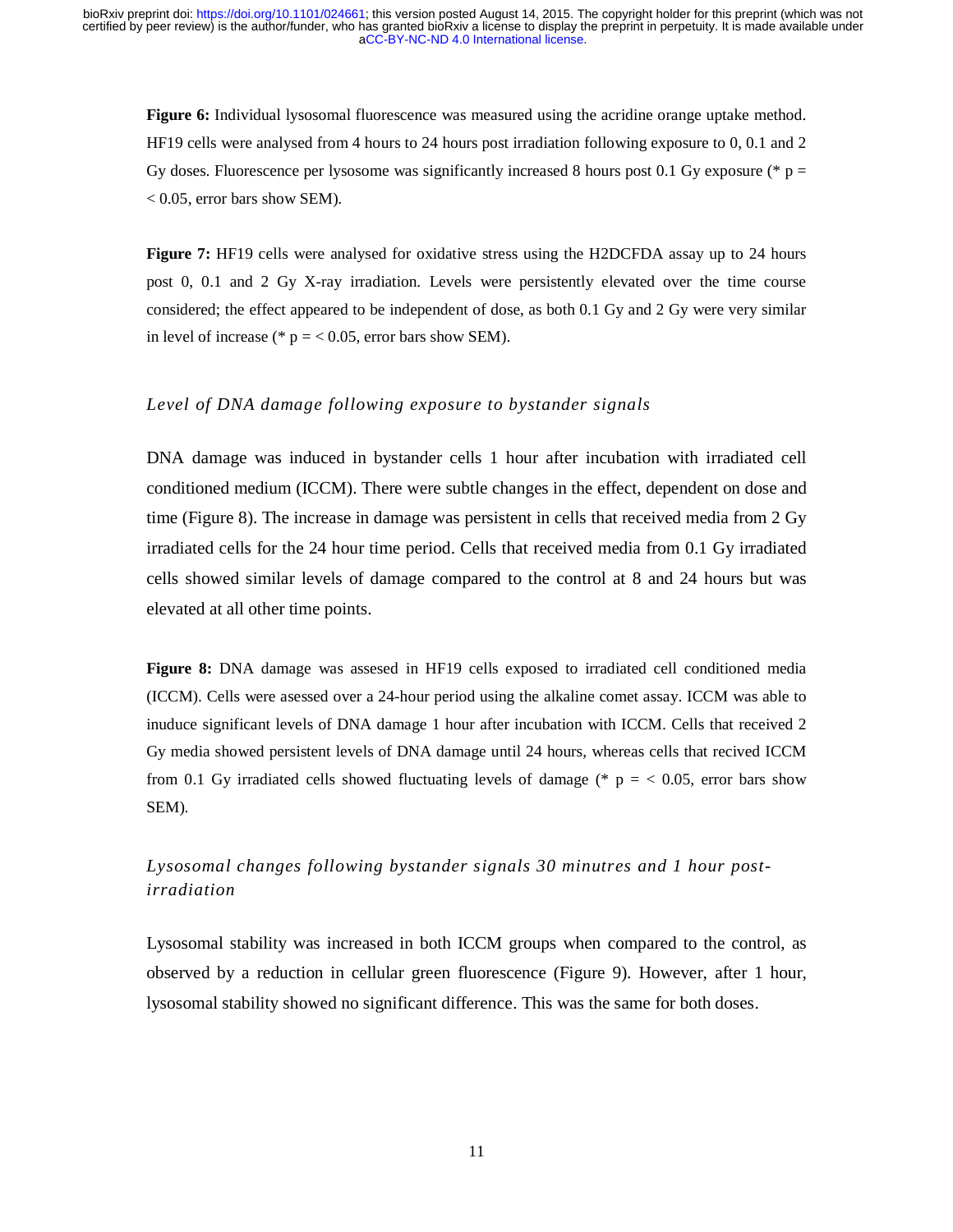**Figure 6:** Individual lysosomal fluorescence was measured using the acridine orange uptake method. HF19 cells were analysed from 4 hours to 24 hours post irradiation following exposure to 0, 0.1 and 2 Gy doses. Fluorescence per lysosome was significantly increased 8 hours post 0.1 Gy exposure (* p = < 0.05, error bars show SEM).

**Figure 7:** HF19 cells were analysed for oxidative stress using the H2DCFDA assay up to 24 hours post 0, 0.1 and 2 Gy X-ray irradiation. Levels were persistently elevated over the time course considered; the effect appeared to be independent of dose, as both 0.1 Gy and 2 Gy were very similar in level of increase (* p = < 0.05, error bars show SEM).

### *Level of DNA damage following exposure to bystander signals*

DNA damage was induced in bystander cells 1 hour after incubation with irradiated cell conditioned medium (ICCM). There were subtle changes in the effect, dependent on dose and time (Figure 8). The increase in damage was persistent in cells that received media from 2 Gy irradiated cells for the 24 hour time period. Cells that received media from 0.1 Gy irradiated cells showed similar levels of damage compared to the control at 8 and 24 hours but was elevated at all other time points.

**Figure 8:** DNA damage was assesed in HF19 cells exposed to irradiated cell conditioned media (ICCM). Cells were asessed over a 24-hour period using the alkaline comet assay. ICCM was able to inuduce significant levels of DNA damage 1 hour after incubation with ICCM. Cells that received 2 Gy media showed persistent levels of DNA damage until 24 hours, whereas cells that recived ICCM from 0.1 Gy irradiated cells showed fluctuating levels of damage (* p = < 0.05, error bars show SEM).

### *Lysosomal changes following bystander signals 30 minutres and 1 hour post-irradiation*

Lysosomal stability was increased in both ICCM groups when compared to the control, as observed by a reduction in cellular green fluorescence (Figure 9). However, after 1 hour, lysosomal stability showed no significant difference. This was the same for both doses.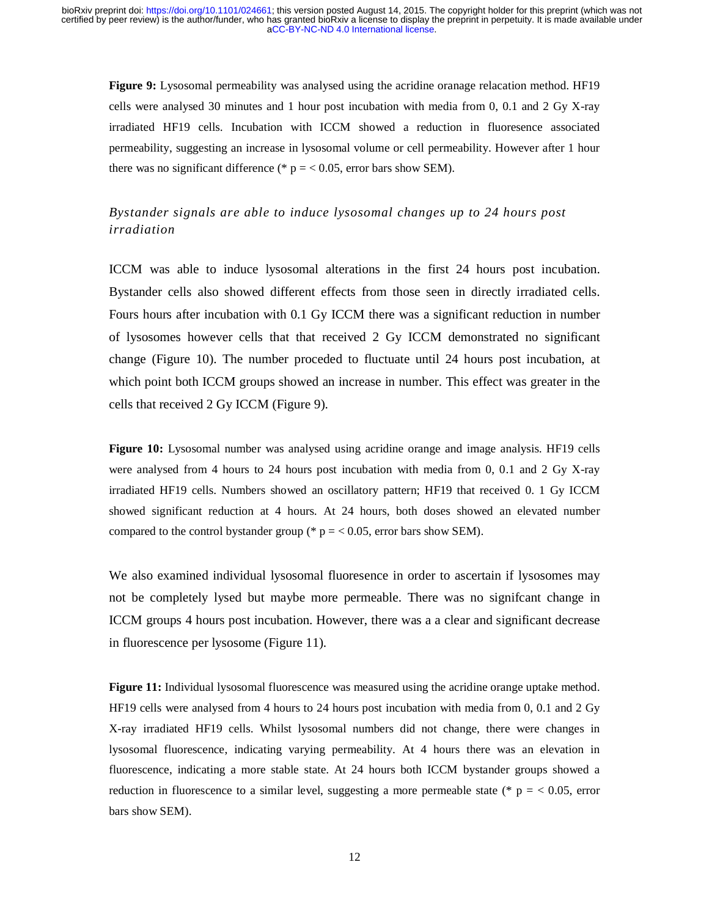**Figure 9:** Lysosomal permeability was analysed using the acridine oranage relacation method. HF19 cells were analysed 30 minutes and 1 hour post incubation with media from 0, 0.1 and 2 Gy X-ray irradiated HF19 cells. Incubation with ICCM showed a reduction in fluoresence associated permeability, suggesting an increase in lysosomal volume or cell permeability. However after 1 hour there was no significant difference (* $p = < 0.05$, error bars show SEM).

*Bystander signals are able to induce lysosomal changes up to 24 hours post irradiation*

ICCM was able to induce lysosomal alterations in the first 24 hours post incubation. Bystander cells also showed different effects from those seen in directly irradiated cells. Fours hours after incubation with 0.1 Gy ICCM there was a significant reduction in number of lysosomes however cells that that received 2 Gy ICCM demonstrated no significant change (Figure 10). The number proceded to fluctuate until 24 hours post incubation, at which point both ICCM groups showed an increase in number. This effect was greater in the cells that received 2 Gy ICCM (Figure 9).

**Figure 10:** Lysosomal number was analysed using acridine orange and image analysis. HF19 cells were analysed from 4 hours to 24 hours post incubation with media from 0, 0.1 and 2 Gy X-ray irradiated HF19 cells. Numbers showed an oscillatory pattern; HF19 that received 0. 1 Gy ICCM showed significant reduction at 4 hours. At 24 hours, both doses showed an elevated number compared to the control bystander group (* $p = < 0.05$, error bars show SEM).

We also examined individual lysosomal fluoresence in order to ascertain if lysosomes may not be completely lysed but maybe more permeable. There was no signifcant change in ICCM groups 4 hours post incubation. However, there was a a clear and significant decrease in fluorescence per lysosome (Figure 11).

**Figure 11:** Individual lysosomal fluorescence was measured using the acridine orange uptake method. HF19 cells were analysed from 4 hours to 24 hours post incubation with media from 0, 0.1 and 2 Gy X-ray irradiated HF19 cells. Whilst lysosomal numbers did not change, there were changes in lysosomal fluorescence, indicating varying permeability. At 4 hours there was an elevation in fluorescence, indicating a more stable state. At 24 hours both ICCM bystander groups showed a reduction in fluorescence to a similar level, suggesting a more permeable state (* $p = < 0.05$, error bars show SEM).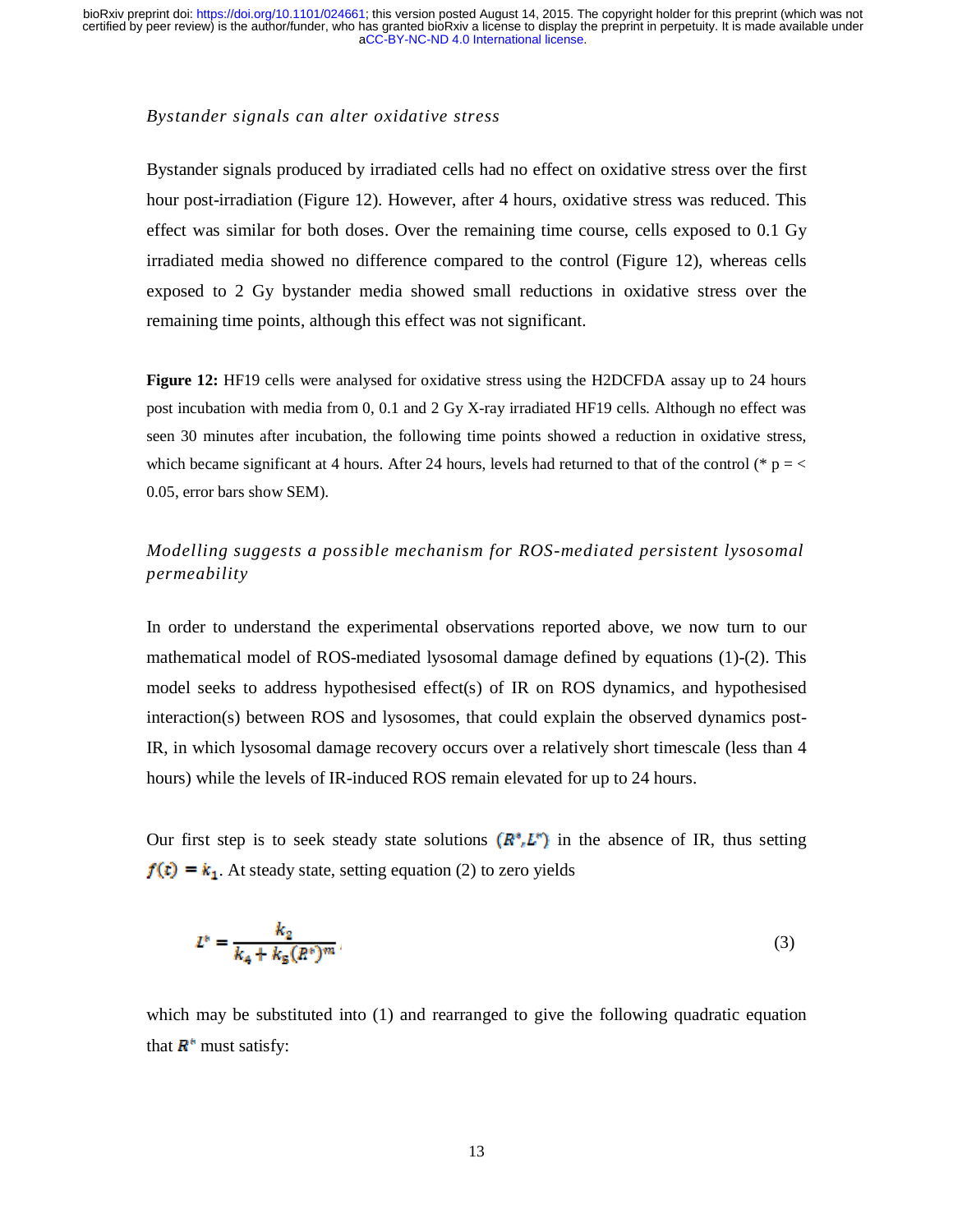*Bystander signals can alter oxidative stress*

Bystander signals produced by irradiated cells had no effect on oxidative stress over the first hour post-irradiation (Figure 12). However, after 4 hours, oxidative stress was reduced. This effect was similar for both doses. Over the remaining time course, cells exposed to 0.1 Gy irradiated media showed no difference compared to the control (Figure 12), whereas cells exposed to 2 Gy bystander media showed small reductions in oxidative stress over the remaining time points, although this effect was not significant.

**Figure 12:** HF19 cells were analysed for oxidative stress using the H2DCFDA assay up to 24 hours post incubation with media from 0, 0.1 and 2 Gy X-ray irradiated HF19 cells. Although no effect was seen 30 minutes after incubation, the following time points showed a reduction in oxidative stress, which became significant at 4 hours. After 24 hours, levels had returned to that of the control (* p = < 0.05, error bars show SEM).

*Modelling suggests a possible mechanism for ROS-mediated persistent lysosomal permeability*

In order to understand the experimental observations reported above, we now turn to our mathematical model of ROS-mediated lysosomal damage defined by equations (1)-(2). This model seeks to address hypothesised effect(s) of IR on ROS dynamics, and hypothesised interaction(s) between ROS and lysosomes, that could explain the observed dynamics post-IR, in which lysosomal damage recovery occurs over a relatively short timescale (less than 4 hours) while the levels of IR-induced ROS remain elevated for up to 24 hours.

Our first step is to seek steady state solutions $(R^*, L^*)$ in the absence of IR, thus setting $f(t) = k_1$. At steady state, setting equation (2) to zero yields

$$L^* = \frac{k_3}{k_4 + k_5 (R^*)^m}, \tag{3}$$

which may be substituted into (1) and rearranged to give the following quadratic equation that $R^*$ must satisfy: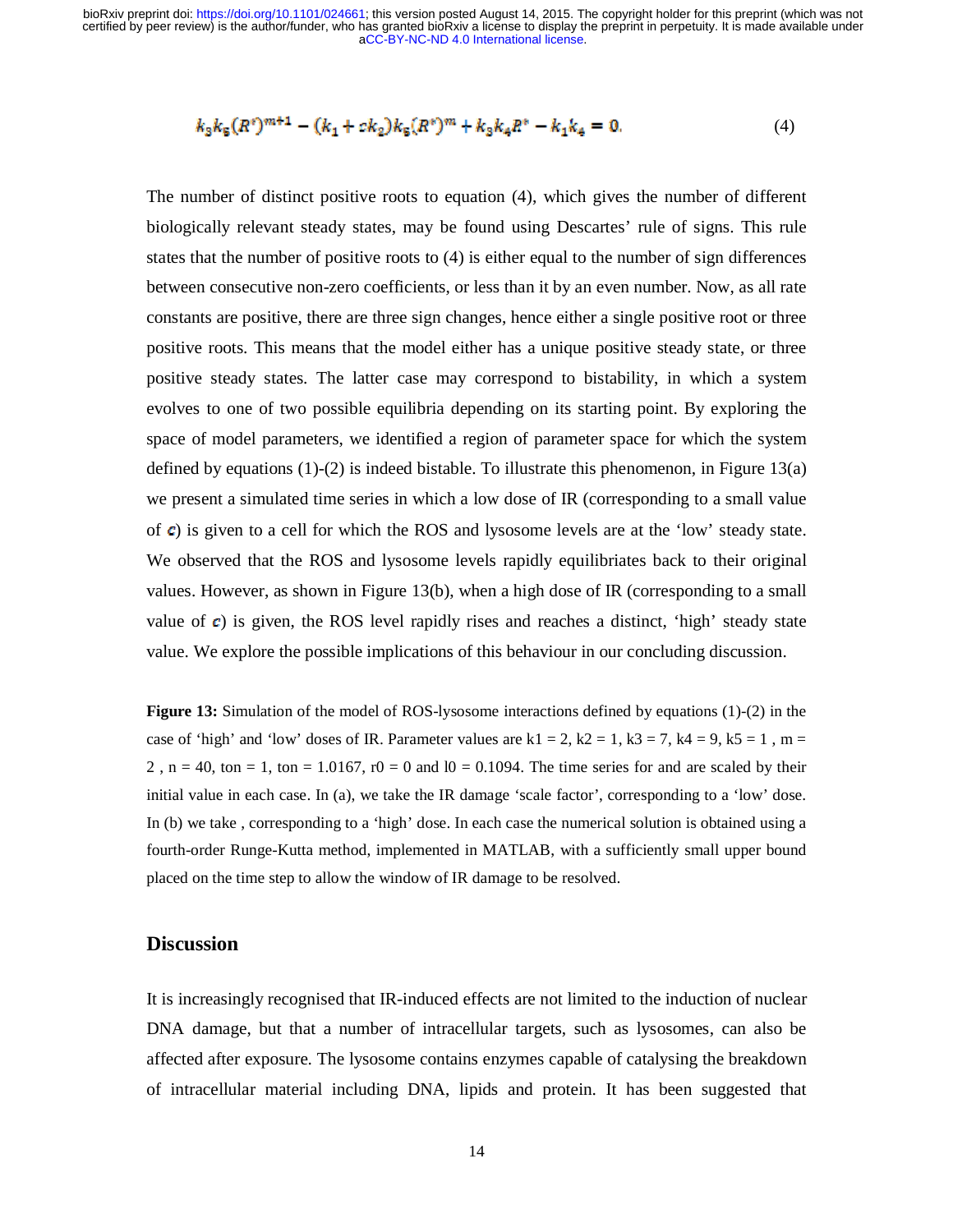$$k_3 k_5 (R^*)^{m+1} - (k_1 + c k_2) k_5 (R^*)^m + k_3 k_4 R^* - k_1 k_4 = 0. \tag{4}$$

The number of distinct positive roots to equation (4), which gives the number of different biologically relevant steady states, may be found using Descartes' rule of signs. This rule states that the number of positive roots to (4) is either equal to the number of sign differences between consecutive non-zero coefficients, or less than it by an even number. Now, as all rate constants are positive, there are three sign changes, hence either a single positive root or three positive roots. This means that the model either has a unique positive steady state, or three positive steady states. The latter case may correspond to bistability, in which a system evolves to one of two possible equilibria depending on its starting point. By exploring the space of model parameters, we identified a region of parameter space for which the system defined by equations (1)-(2) is indeed bistable. To illustrate this phenomenon, in Figure 13(a) we present a simulated time series in which a low dose of IR (corresponding to a small value of $c$) is given to a cell for which the ROS and lysosome levels are at the 'low' steady state. We observed that the ROS and lysosome levels rapidly equilibriates back to their original values. However, as shown in Figure 13(b), when a high dose of IR (corresponding to a small value of $c$) is given, the ROS level rapidly rises and reaches a distinct, 'high' steady state value. We explore the possible implications of this behaviour in our concluding discussion.

**Figure 13:** Simulation of the model of ROS-lysosome interactions defined by equations (1)-(2) in the case of 'high' and 'low' doses of IR. Parameter values are k1 = 2, k2 = 1, k3 = 7, k4 = 9, k5 = 1 , m = 2 , n = 40, ton = 1, ton = 1.0167, r0 = 0 and l0 = 0.1094. The time series for and are scaled by their initial value in each case. In (a), we take the IR damage 'scale factor', corresponding to a 'low' dose. In (b) we take , corresponding to a 'high' dose. In each case the numerical solution is obtained using a fourth-order Runge-Kutta method, implemented in MATLAB, with a sufficiently small upper bound placed on the time step to allow the window of IR damage to be resolved.

## Discussion

It is increasingly recognised that IR-induced effects are not limited to the induction of nuclear DNA damage, but that a number of intracellular targets, such as lysosomes, can also be affected after exposure. The lysosome contains enzymes capable of catalysing the breakdown of intracellular material including DNA, lipids and protein. It has been suggested that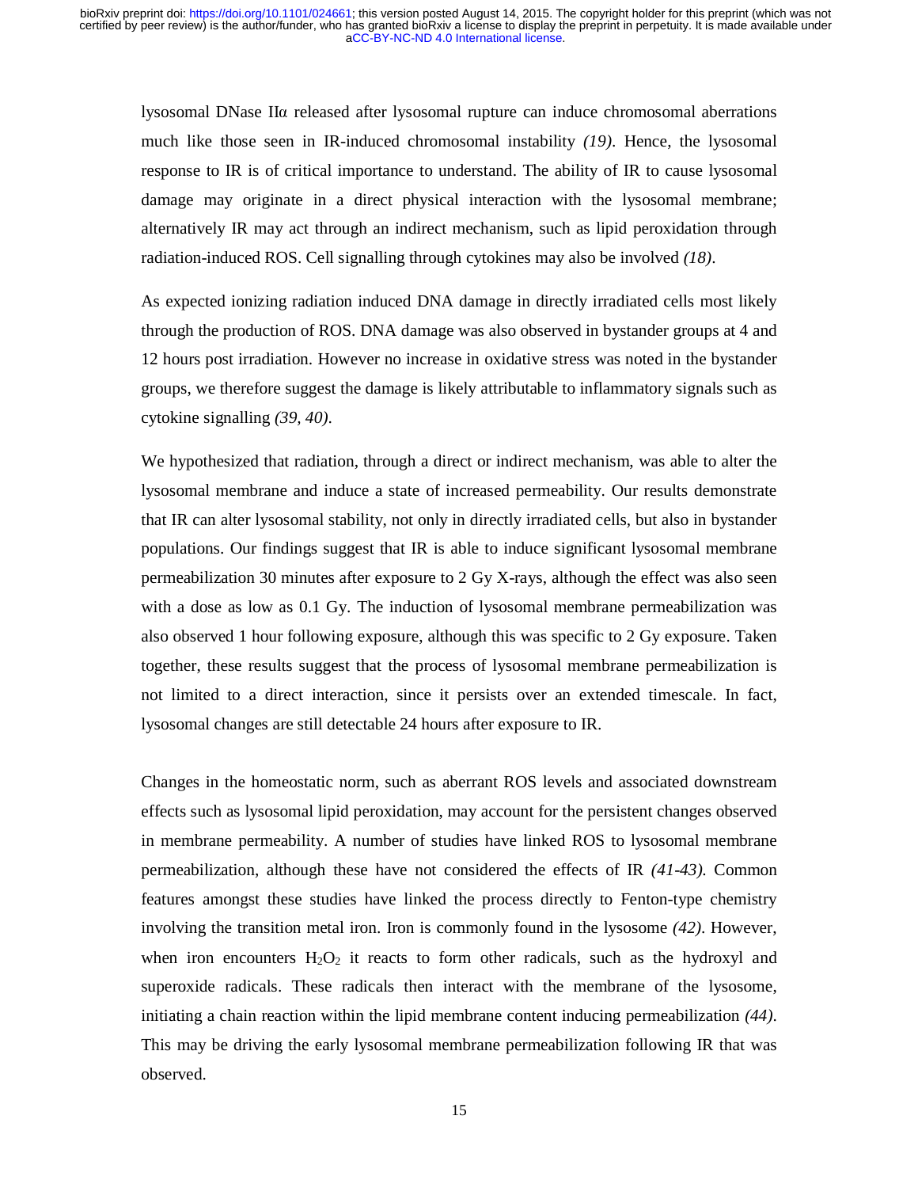lysosomal DNase IIα released after lysosomal rupture can induce chromosomal aberrations much like those seen in IR-induced chromosomal instability *(19)*. Hence, the lysosomal response to IR is of critical importance to understand. The ability of IR to cause lysosomal damage may originate in a direct physical interaction with the lysosomal membrane; alternatively IR may act through an indirect mechanism, such as lipid peroxidation through radiation-induced ROS. Cell signalling through cytokines may also be involved *(18)*.

As expected ionizing radiation induced DNA damage in directly irradiated cells most likely through the production of ROS. DNA damage was also observed in bystander groups at 4 and 12 hours post irradiation. However no increase in oxidative stress was noted in the bystander groups, we therefore suggest the damage is likely attributable to inflammatory signals such as cytokine signalling *(39, 40)*.

We hypothesized that radiation, through a direct or indirect mechanism, was able to alter the lysosomal membrane and induce a state of increased permeability. Our results demonstrate that IR can alter lysosomal stability, not only in directly irradiated cells, but also in bystander populations. Our findings suggest that IR is able to induce significant lysosomal membrane permeabilization 30 minutes after exposure to 2 Gy X-rays, although the effect was also seen with a dose as low as 0.1 Gy. The induction of lysosomal membrane permeabilization was also observed 1 hour following exposure, although this was specific to 2 Gy exposure. Taken together, these results suggest that the process of lysosomal membrane permeabilization is not limited to a direct interaction, since it persists over an extended timescale. In fact, lysosomal changes are still detectable 24 hours after exposure to IR.

Changes in the homeostatic norm, such as aberrant ROS levels and associated downstream effects such as lysosomal lipid peroxidation, may account for the persistent changes observed in membrane permeability. A number of studies have linked ROS to lysosomal membrane permeabilization, although these have not considered the effects of IR *(41-43)*. Common features amongst these studies have linked the process directly to Fenton-type chemistry involving the transition metal iron. Iron is commonly found in the lysosome *(42)*. However, when iron encounters $H_2O_2$ it reacts to form other radicals, such as the hydroxyl and superoxide radicals. These radicals then interact with the membrane of the lysosome, initiating a chain reaction within the lipid membrane content inducing permeabilization *(44)*. This may be driving the early lysosomal membrane permeabilization following IR that was observed.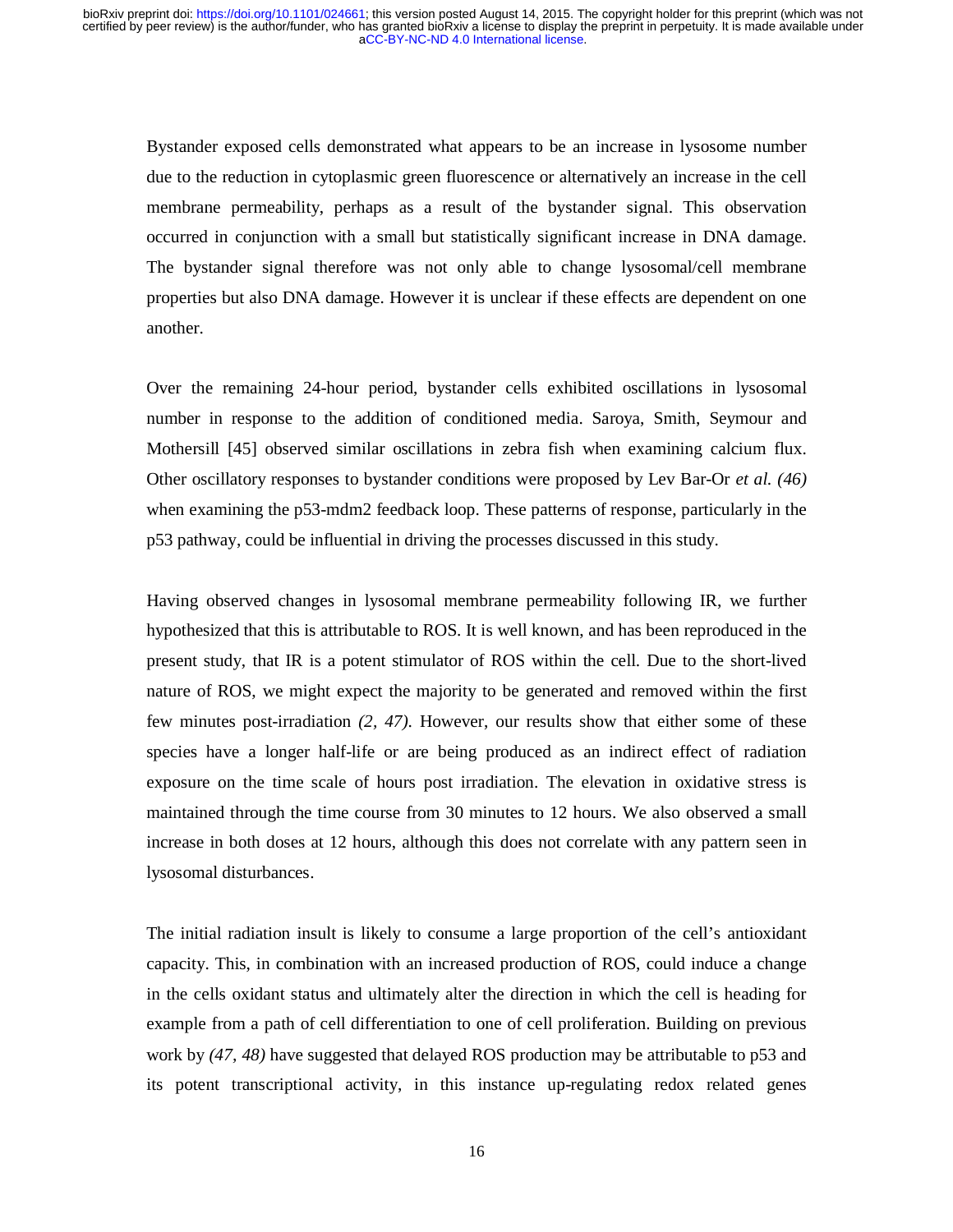Bystander exposed cells demonstrated what appears to be an increase in lysosome number due to the reduction in cytoplasmic green fluorescence or alternatively an increase in the cell membrane permeability, perhaps as a result of the bystander signal. This observation occurred in conjunction with a small but statistically significant increase in DNA damage. The bystander signal therefore was not only able to change lysosomal/cell membrane properties but also DNA damage. However it is unclear if these effects are dependent on one another.

Over the remaining 24-hour period, bystander cells exhibited oscillations in lysosomal number in response to the addition of conditioned media. Saroya, Smith, Seymour and Mothersill [45] observed similar oscillations in zebra fish when examining calcium flux. Other oscillatory responses to bystander conditions were proposed by Lev Bar-Or *et al. (46)* when examining the p53-mdm2 feedback loop. These patterns of response, particularly in the p53 pathway, could be influential in driving the processes discussed in this study.

Having observed changes in lysosomal membrane permeability following IR, we further hypothesized that this is attributable to ROS. It is well known, and has been reproduced in the present study, that IR is a potent stimulator of ROS within the cell. Due to the short-lived nature of ROS, we might expect the majority to be generated and removed within the first few minutes post-irradiation *(2, 47)*. However, our results show that either some of these species have a longer half-life or are being produced as an indirect effect of radiation exposure on the time scale of hours post irradiation. The elevation in oxidative stress is maintained through the time course from 30 minutes to 12 hours. We also observed a small increase in both doses at 12 hours, although this does not correlate with any pattern seen in lysosomal disturbances.

The initial radiation insult is likely to consume a large proportion of the cell's antioxidant capacity. This, in combination with an increased production of ROS, could induce a change in the cells oxidant status and ultimately alter the direction in which the cell is heading for example from a path of cell differentiation to one of cell proliferation. Building on previous work by *(47, 48)* have suggested that delayed ROS production may be attributable to p53 and its potent transcriptional activity, in this instance up-regulating redox related genes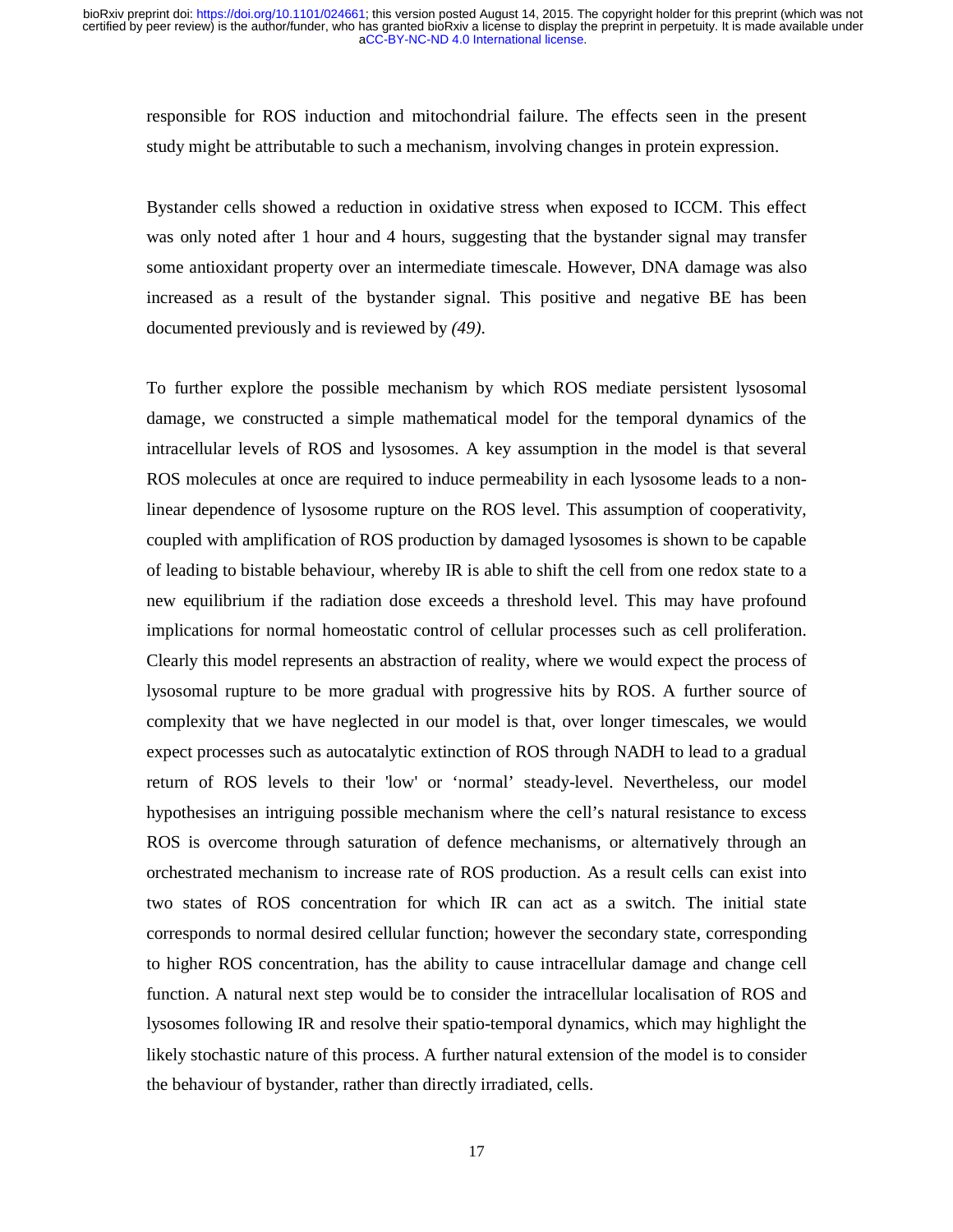responsible for ROS induction and mitochondrial failure. The effects seen in the present study might be attributable to such a mechanism, involving changes in protein expression.

Bystander cells showed a reduction in oxidative stress when exposed to ICCM. This effect was only noted after 1 hour and 4 hours, suggesting that the bystander signal may transfer some antioxidant property over an intermediate timescale. However, DNA damage was also increased as a result of the bystander signal. This positive and negative BE has been documented previously and is reviewed by *(49)*.

To further explore the possible mechanism by which ROS mediate persistent lysosomal damage, we constructed a simple mathematical model for the temporal dynamics of the intracellular levels of ROS and lysosomes. A key assumption in the model is that several ROS molecules at once are required to induce permeability in each lysosome leads to a non-linear dependence of lysosome rupture on the ROS level. This assumption of cooperativity, coupled with amplification of ROS production by damaged lysosomes is shown to be capable of leading to bistable behaviour, whereby IR is able to shift the cell from one redox state to a new equilibrium if the radiation dose exceeds a threshold level. This may have profound implications for normal homeostatic control of cellular processes such as cell proliferation. Clearly this model represents an abstraction of reality, where we would expect the process of lysosomal rupture to be more gradual with progressive hits by ROS. A further source of complexity that we have neglected in our model is that, over longer timescales, we would expect processes such as autocatalytic extinction of ROS through NADH to lead to a gradual return of ROS levels to their 'low' or 'normal' steady-level. Nevertheless, our model hypothesises an intriguing possible mechanism where the cell's natural resistance to excess ROS is overcome through saturation of defence mechanisms, or alternatively through an orchestrated mechanism to increase rate of ROS production. As a result cells can exist into two states of ROS concentration for which IR can act as a switch. The initial state corresponds to normal desired cellular function; however the secondary state, corresponding to higher ROS concentration, has the ability to cause intracellular damage and change cell function. A natural next step would be to consider the intracellular localisation of ROS and lysosomes following IR and resolve their spatio-temporal dynamics, which may highlight the likely stochastic nature of this process. A further natural extension of the model is to consider the behaviour of bystander, rather than directly irradiated, cells.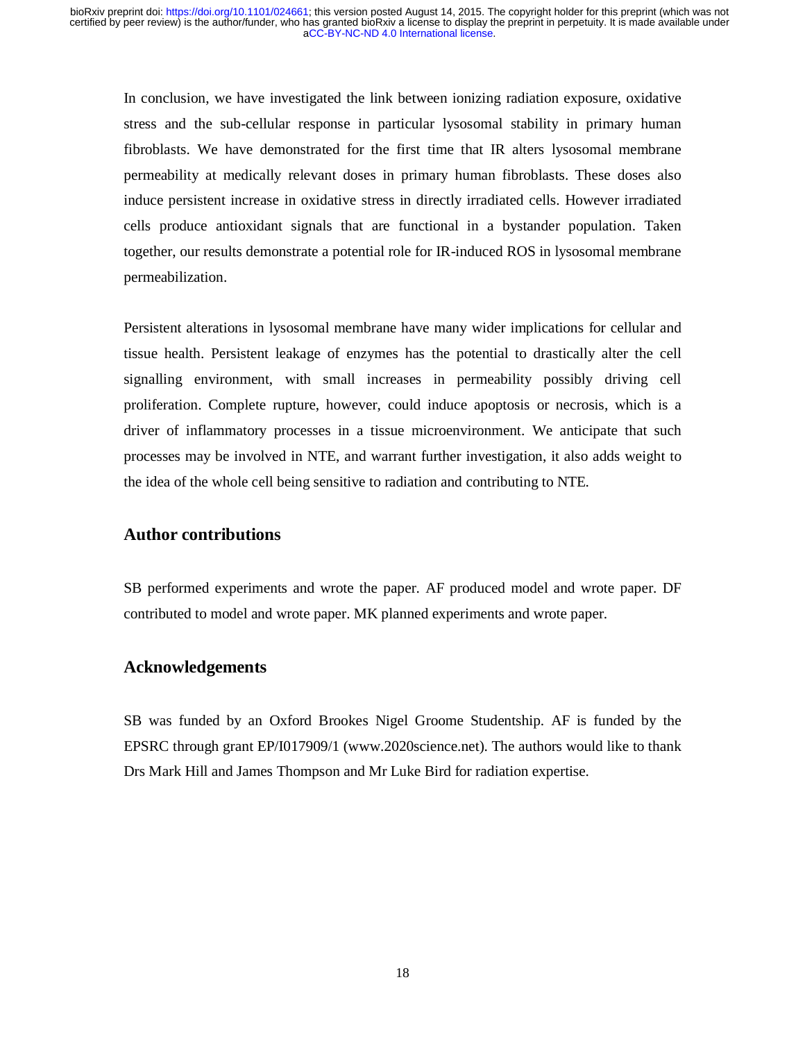In conclusion, we have investigated the link between ionizing radiation exposure, oxidative stress and the sub-cellular response in particular lysosomal stability in primary human fibroblasts. We have demonstrated for the first time that IR alters lysosomal membrane permeability at medically relevant doses in primary human fibroblasts. These doses also induce persistent increase in oxidative stress in directly irradiated cells. However irradiated cells produce antioxidant signals that are functional in a bystander population. Taken together, our results demonstrate a potential role for IR-induced ROS in lysosomal membrane permeabilization.

Persistent alterations in lysosomal membrane have many wider implications for cellular and tissue health. Persistent leakage of enzymes has the potential to drastically alter the cell signalling environment, with small increases in permeability possibly driving cell proliferation. Complete rupture, however, could induce apoptosis or necrosis, which is a driver of inflammatory processes in a tissue microenvironment. We anticipate that such processes may be involved in NTE, and warrant further investigation, it also adds weight to the idea of the whole cell being sensitive to radiation and contributing to NTE.

## Author contributions

SB performed experiments and wrote the paper. AF produced model and wrote paper. DF contributed to model and wrote paper. MK planned experiments and wrote paper.

## Acknowledgements

SB was funded by an Oxford Brookes Nigel Groome Studentship. AF is funded by the EPSRC through grant EP/I017909/1 (www.2020science.net). The authors would like to thank Drs Mark Hill and James Thompson and Mr Luke Bird for radiation expertise.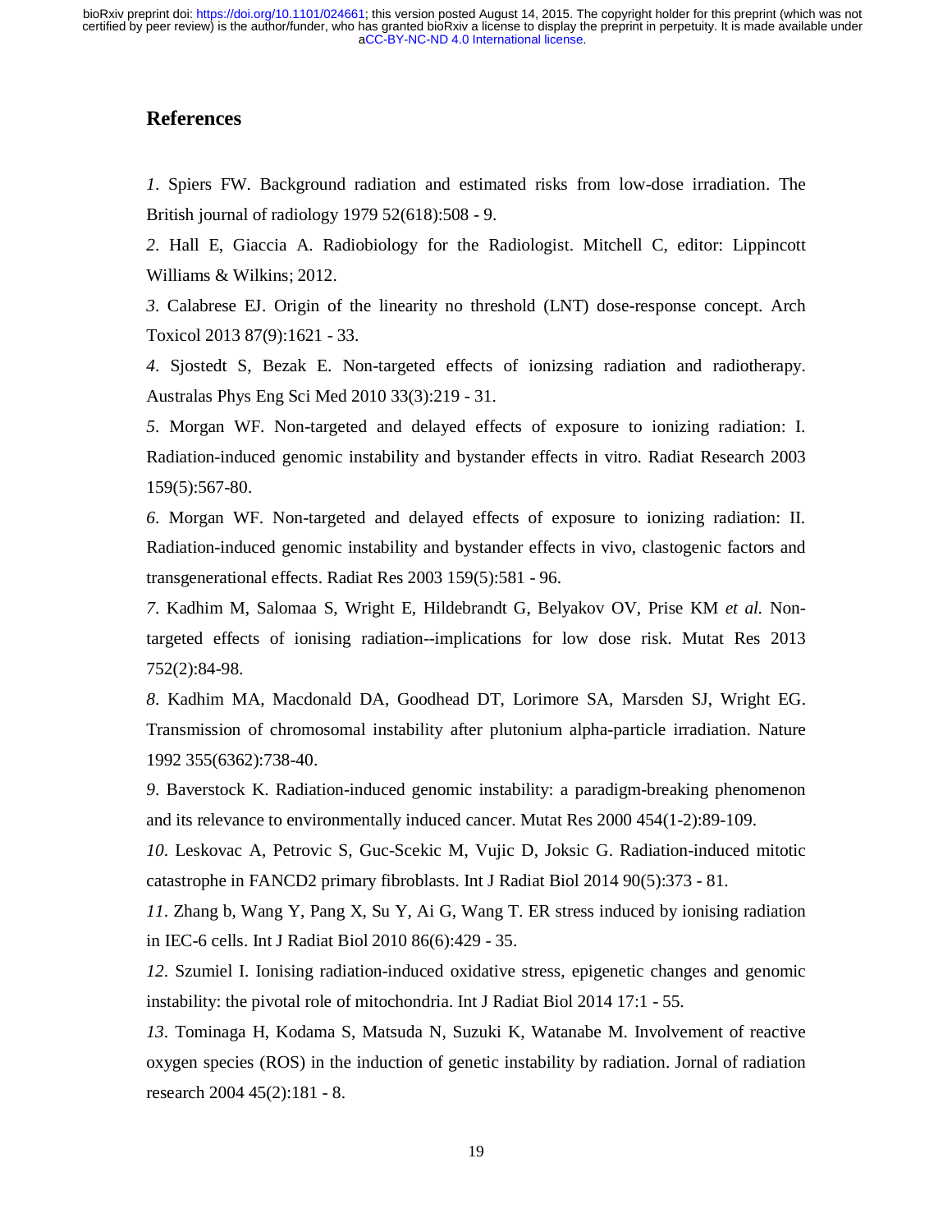## References

*1*. Spiers FW. Background radiation and estimated risks from low-dose irradiation. The British journal of radiology 1979 52(618):508 - 9.

*2*. Hall E, Giaccia A. Radiobiology for the Radiologist. Mitchell C, editor: Lippincott Williams & Wilkins; 2012.

*3*. Calabrese EJ. Origin of the linearity no threshold (LNT) dose-response concept. Arch Toxicol 2013 87(9):1621 - 33.

*4*. Sjostedt S, Bezak E. Non-targeted effects of ionizsing radiation and radiotherapy. Australas Phys Eng Sci Med 2010 33(3):219 - 31.

*5*. Morgan WF. Non-targeted and delayed effects of exposure to ionizing radiation: I. Radiation-induced genomic instability and bystander effects in vitro. Radiat Research 2003 159(5):567-80.

*6*. Morgan WF. Non-targeted and delayed effects of exposure to ionizing radiation: II. Radiation-induced genomic instability and bystander effects in vivo, clastogenic factors and transgenerational effects. Radiat Res 2003 159(5):581 - 96.

*7*. Kadhim M, Salomaa S, Wright E, Hildebrandt G, Belyakov OV, Prise KM *et al.* Non-targeted effects of ionising radiation--implications for low dose risk. Mutat Res 2013 752(2):84-98.

*8*. Kadhim MA, Macdonald DA, Goodhead DT, Lorimore SA, Marsden SJ, Wright EG. Transmission of chromosomal instability after plutonium alpha-particle irradiation. Nature 1992 355(6362):738-40.

*9*. Baverstock K. Radiation-induced genomic instability: a paradigm-breaking phenomenon and its relevance to environmentally induced cancer. Mutat Res 2000 454(1-2):89-109.

*10*. Leskovac A, Petrovic S, Guc-Scekic M, Vujic D, Joksic G. Radiation-induced mitotic catastrophe in FANCD2 primary fibroblasts. Int J Radiat Biol 2014 90(5):373 - 81.

*11*. Zhang b, Wang Y, Pang X, Su Y, Ai G, Wang T. ER stress induced by ionising radiation in IEC-6 cells. Int J Radiat Biol 2010 86(6):429 - 35.

*12*. Szumiel I. Ionising radiation-induced oxidative stress, epigenetic changes and genomic instability: the pivotal role of mitochondria. Int J Radiat Biol 2014 17:1 - 55.

*13*. Tominaga H, Kodama S, Matsuda N, Suzuki K, Watanabe M. Involvement of reactive oxygen species (ROS) in the induction of genetic instability by radiation. Jornal of radiation research 2004 45(2):181 - 8.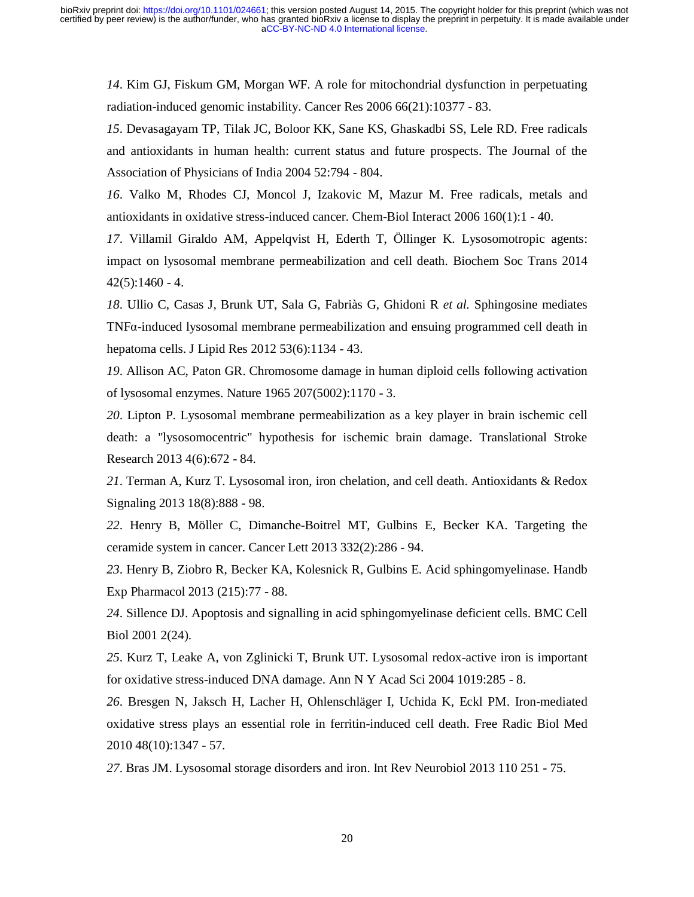*14*. Kim GJ, Fiskum GM, Morgan WF. A role for mitochondrial dysfunction in perpetuating radiation-induced genomic instability. Cancer Res 2006 66(21):10377 - 83.

*15*. Devasagayam TP, Tilak JC, Boloor KK, Sane KS, Ghaskadbi SS, Lele RD. Free radicals and antioxidants in human health: current status and future prospects. The Journal of the Association of Physicians of India 2004 52:794 - 804.

*16*. Valko M, Rhodes CJ, Moncol J, Izakovic M, Mazur M. Free radicals, metals and antioxidants in oxidative stress-induced cancer. Chem-Biol Interact 2006 160(1):1 - 40.

*17*. Villamil Giraldo AM, Appelqvist H, Ederth T, Öllinger K. Lysosomotropic agents: impact on lysosomal membrane permeabilization and cell death. Biochem Soc Trans 2014 42(5):1460 - 4.

*18*. Ullio C, Casas J, Brunk UT, Sala G, Fabriàs G, Ghidoni R *et al.* Sphingosine mediates TNFα-induced lysosomal membrane permeabilization and ensuing programmed cell death in hepatoma cells. J Lipid Res 2012 53(6):1134 - 43.

*19*. Allison AC, Paton GR. Chromosome damage in human diploid cells following activation of lysosomal enzymes. Nature 1965 207(5002):1170 - 3.

*20*. Lipton P. Lysosomal membrane permeabilization as a key player in brain ischemic cell death: a "lysosomocentric" hypothesis for ischemic brain damage. Translational Stroke Research 2013 4(6):672 - 84.

*21*. Terman A, Kurz T. Lysosomal iron, iron chelation, and cell death. Antioxidants & Redox Signaling 2013 18(8):888 - 98.

*22*. Henry B, Möller C, Dimanche-Boitrel MT, Gulbins E, Becker KA. Targeting the ceramide system in cancer. Cancer Lett 2013 332(2):286 - 94.

*23*. Henry B, Ziobro R, Becker KA, Kolesnick R, Gulbins E. Acid sphingomyelinase. Handb Exp Pharmacol 2013 (215):77 - 88.

*24*. Sillence DJ. Apoptosis and signalling in acid sphingomyelinase deficient cells. BMC Cell Biol 2001 2(24).

*25*. Kurz T, Leake A, von Zglinicki T, Brunk UT. Lysosomal redox-active iron is important for oxidative stress-induced DNA damage. Ann N Y Acad Sci 2004 1019:285 - 8.

*26*. Bresgen N, Jaksch H, Lacher H, Ohlenschläger I, Uchida K, Eckl PM. Iron-mediated oxidative stress plays an essential role in ferritin-induced cell death. Free Radic Biol Med 2010 48(10):1347 - 57.

*27*. Bras JM. Lysosomal storage disorders and iron. Int Rev Neurobiol 2013 110 251 - 75.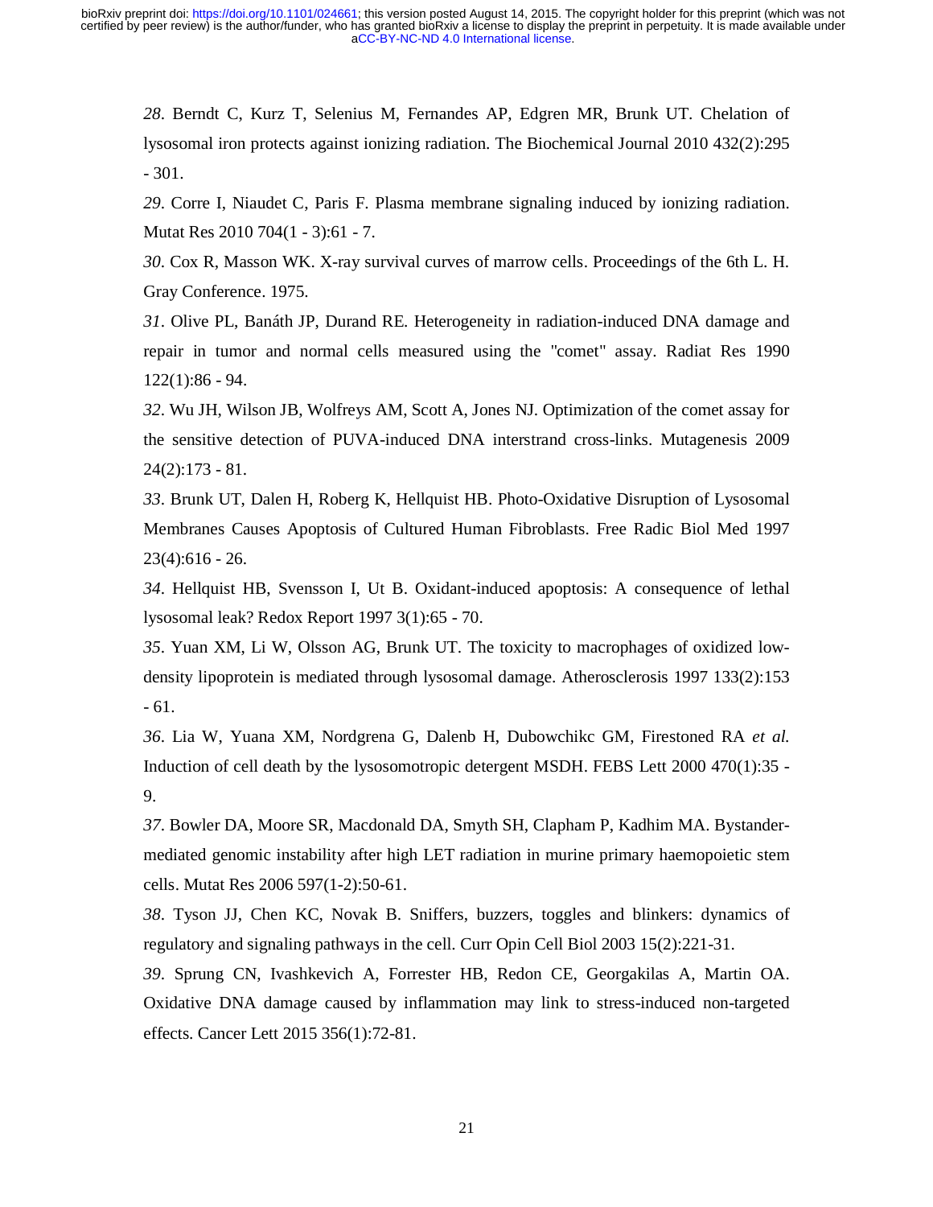*28*. Berndt C, Kurz T, Selenius M, Fernandes AP, Edgren MR, Brunk UT. Chelation of lysosomal iron protects against ionizing radiation. The Biochemical Journal 2010 432(2):295 - 301.

*29*. Corre I, Niaudet C, Paris F. Plasma membrane signaling induced by ionizing radiation. Mutat Res 2010 704(1 - 3):61 - 7.

*30*. Cox R, Masson WK. X-ray survival curves of marrow cells. Proceedings of the 6th L. H. Gray Conference. 1975.

*31*. Olive PL, Banáth JP, Durand RE. Heterogeneity in radiation-induced DNA damage and repair in tumor and normal cells measured using the "comet" assay. Radiat Res 1990 122(1):86 - 94.

*32*. Wu JH, Wilson JB, Wolfreys AM, Scott A, Jones NJ. Optimization of the comet assay for the sensitive detection of PUVA-induced DNA interstrand cross-links. Mutagenesis 2009 24(2):173 - 81.

*33*. Brunk UT, Dalen H, Roberg K, Hellquist HB. Photo-Oxidative Disruption of Lysosomal Membranes Causes Apoptosis of Cultured Human Fibroblasts. Free Radic Biol Med 1997 23(4):616 - 26.

*34*. Hellquist HB, Svensson I, Ut B. Oxidant-induced apoptosis: A consequence of lethal lysosomal leak? Redox Report 1997 3(1):65 - 70.

*35*. Yuan XM, Li W, Olsson AG, Brunk UT. The toxicity to macrophages of oxidized low-density lipoprotein is mediated through lysosomal damage. Atherosclerosis 1997 133(2):153 - 61.

*36*. Lia W, Yuana XM, Nordgrena G, Dalenb H, Dubowchikc GM, Firestoned RA *et al.* Induction of cell death by the lysosomotropic detergent MSDH. FEBS Lett 2000 470(1):35 - 9.

*37*. Bowler DA, Moore SR, Macdonald DA, Smyth SH, Clapham P, Kadhim MA. Bystander-mediated genomic instability after high LET radiation in murine primary haemopoietic stem cells. Mutat Res 2006 597(1-2):50-61.

*38*. Tyson JJ, Chen KC, Novak B. Sniffers, buzzers, toggles and blinkers: dynamics of regulatory and signaling pathways in the cell. Curr Opin Cell Biol 2003 15(2):221-31.

*39*. Sprung CN, Ivashkevich A, Forrester HB, Redon CE, Georgakilas A, Martin OA. Oxidative DNA damage caused by inflammation may link to stress-induced non-targeted effects. Cancer Lett 2015 356(1):72-81.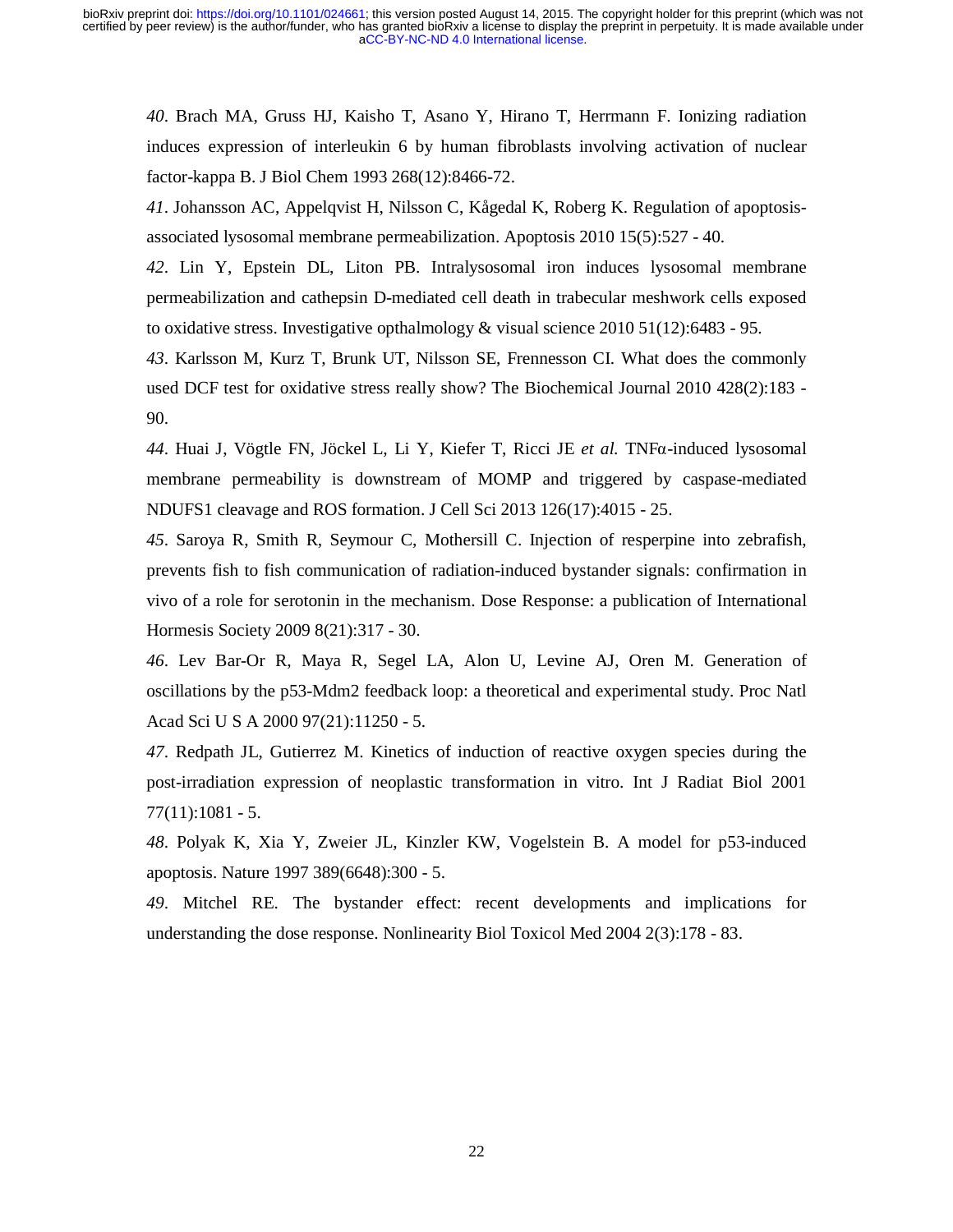*40*. Brach MA, Gruss HJ, Kaisho T, Asano Y, Hirano T, Herrmann F. Ionizing radiation induces expression of interleukin 6 by human fibroblasts involving activation of nuclear factor-kappa B. J Biol Chem 1993 268(12):8466-72.

*41*. Johansson AC, Appelqvist H, Nilsson C, Kågedal K, Roberg K. Regulation of apoptosis-associated lysosomal membrane permeabilization. Apoptosis 2010 15(5):527 - 40.

*42*. Lin Y, Epstein DL, Liton PB. Intralysosomal iron induces lysosomal membrane permeabilization and cathepsin D-mediated cell death in trabecular meshwork cells exposed to oxidative stress. Investigative opthalmology & visual science 2010 51(12):6483 - 95.

*43*. Karlsson M, Kurz T, Brunk UT, Nilsson SE, Frennesson CI. What does the commonly used DCF test for oxidative stress really show? The Biochemical Journal 2010 428(2):183 - 90.

*44*. Huai J, Vögtle FN, Jöckel L, Li Y, Kiefer T, Ricci JE *et al.* TNFα-induced lysosomal membrane permeability is downstream of MOMP and triggered by caspase-mediated NDUFS1 cleavage and ROS formation. J Cell Sci 2013 126(17):4015 - 25.

*45*. Saroya R, Smith R, Seymour C, Mothersill C. Injection of resperpine into zebrafish, prevents fish to fish communication of radiation-induced bystander signals: confirmation in vivo of a role for serotonin in the mechanism. Dose Response: a publication of International Hormesis Society 2009 8(21):317 - 30.

*46*. Lev Bar-Or R, Maya R, Segel LA, Alon U, Levine AJ, Oren M. Generation of oscillations by the p53-Mdm2 feedback loop: a theoretical and experimental study. Proc Natl Acad Sci U S A 2000 97(21):11250 - 5.

*47*. Redpath JL, Gutierrez M. Kinetics of induction of reactive oxygen species during the post-irradiation expression of neoplastic transformation in vitro. Int J Radiat Biol 2001 77(11):1081 - 5.

*48*. Polyak K, Xia Y, Zweier JL, Kinzler KW, Vogelstein B. A model for p53-induced apoptosis. Nature 1997 389(6648):300 - 5.

*49*. Mitchel RE. The bystander effect: recent developments and implications for understanding the dose response. Nonlinearity Biol Toxicol Med 2004 2(3):178 - 83.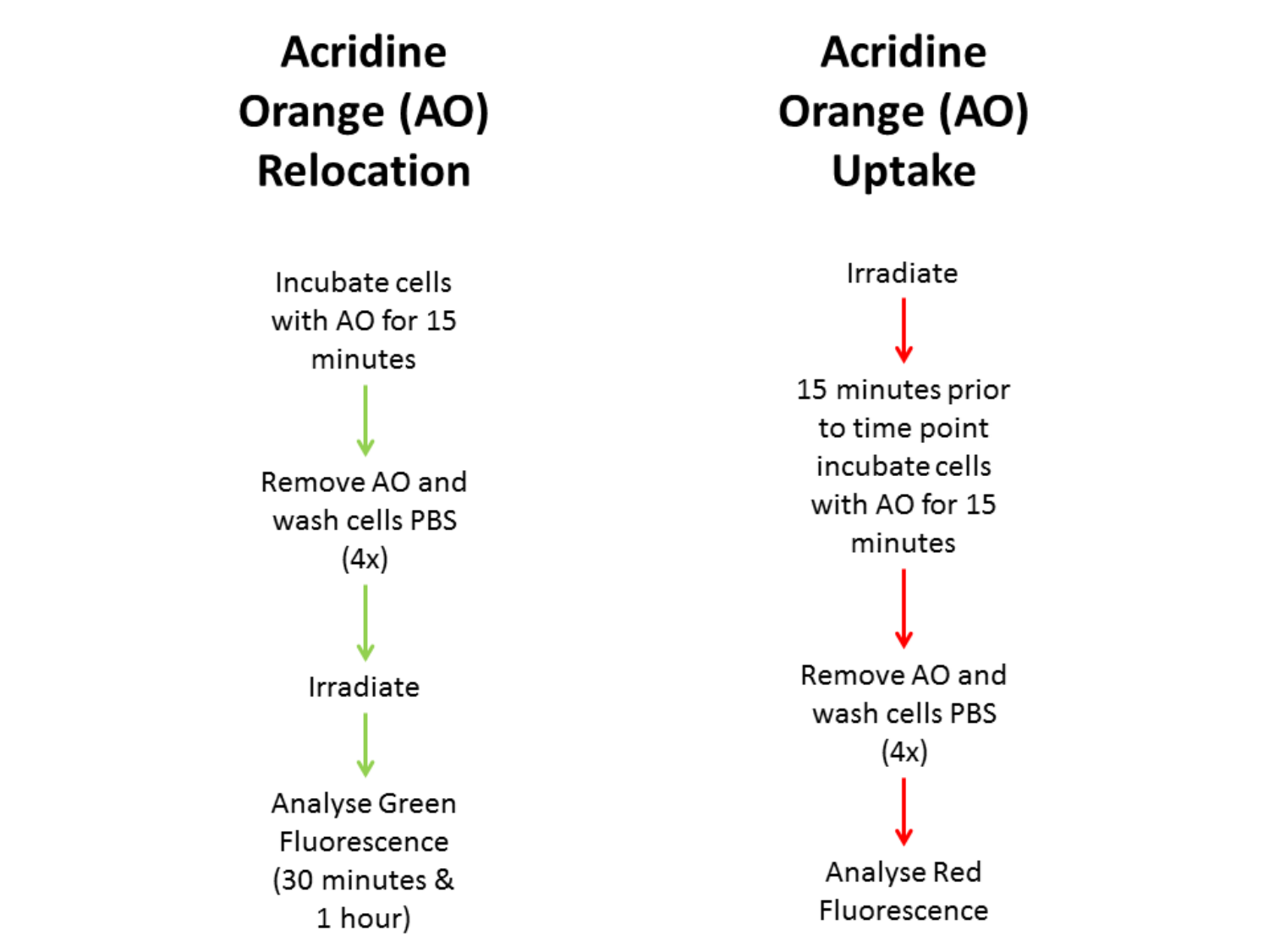## Acridine Orange (AO) Relocation

Incubate cells with AO for 15 minutes

↓

Remove AO and wash cells PBS (4x)

↓

Irradiate

↓

Analyse Green Fluorescence (30 minutes & 1 hour)

## Acridine Orange (AO) Uptake

Irradiate

↓

15 minutes prior to time point incubate cells with AO for 15 minutes

↓

Remove AO and wash cells PBS (4x)

↓

Analyse Red Fluorescence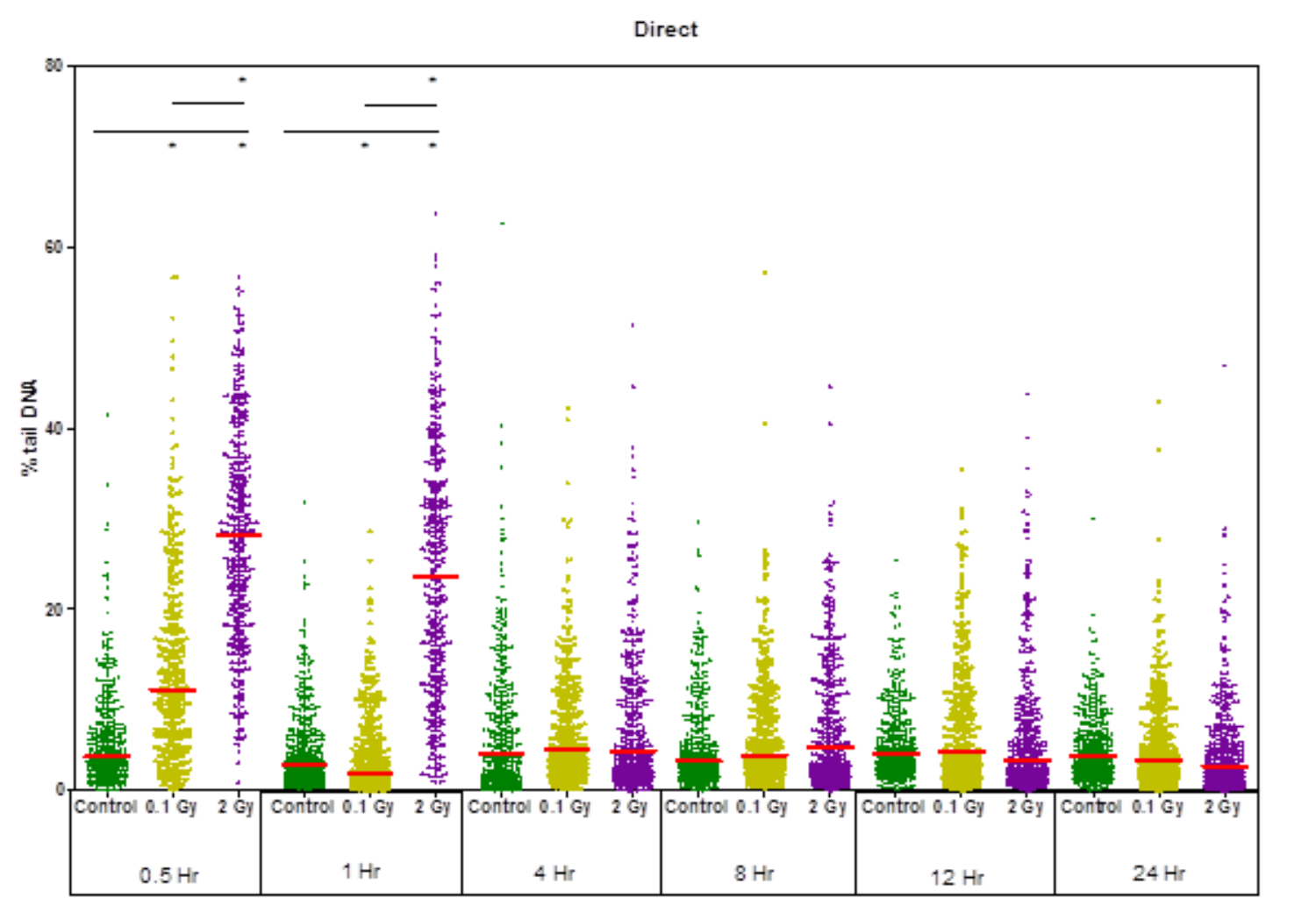Direct

% tail DNA

| 0.5 Hr | | | 1 Hr | | | 4 Hr | | | 8 Hr | | | 12 Hr | | | 24 Hr | | |
|---|---|---|---|---|---|---|---|---|---|---|---|---|---|---|---|---|---|
| Control | 0.1 Gy | 2 Gy | Control | 0.1 Gy | 2 Gy | Control | 0.1 Gy | 2 Gy | Control | 0.1 Gy | 2 Gy | Control | 0.1 Gy | 2 Gy | Control | 0.1 Gy | 2 Gy |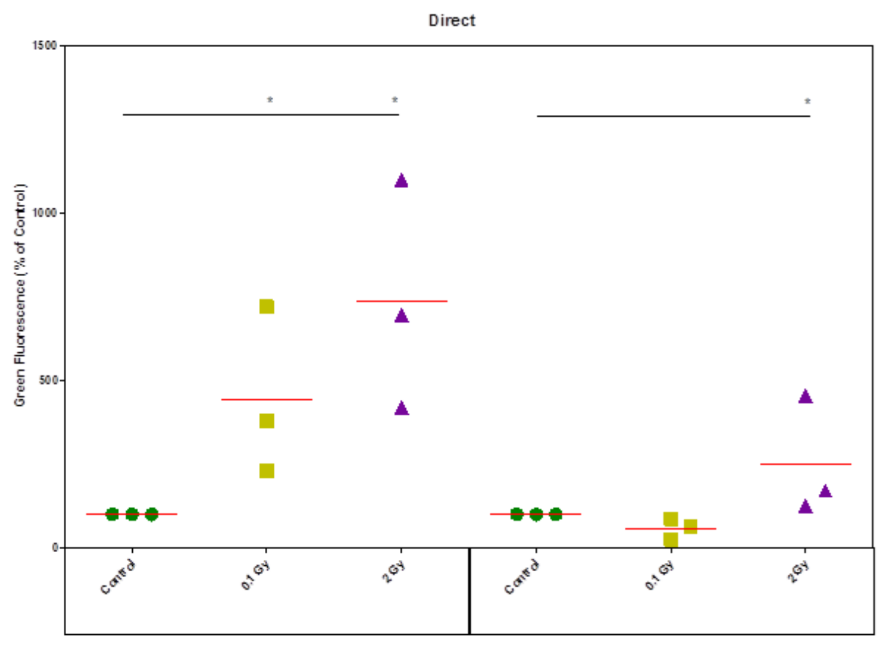Direct

Green Fluorescence (% of Control)

1500

1000

500

0

Control 0.1 Gy 2 Gy Control 0.1 Gy 2 Gy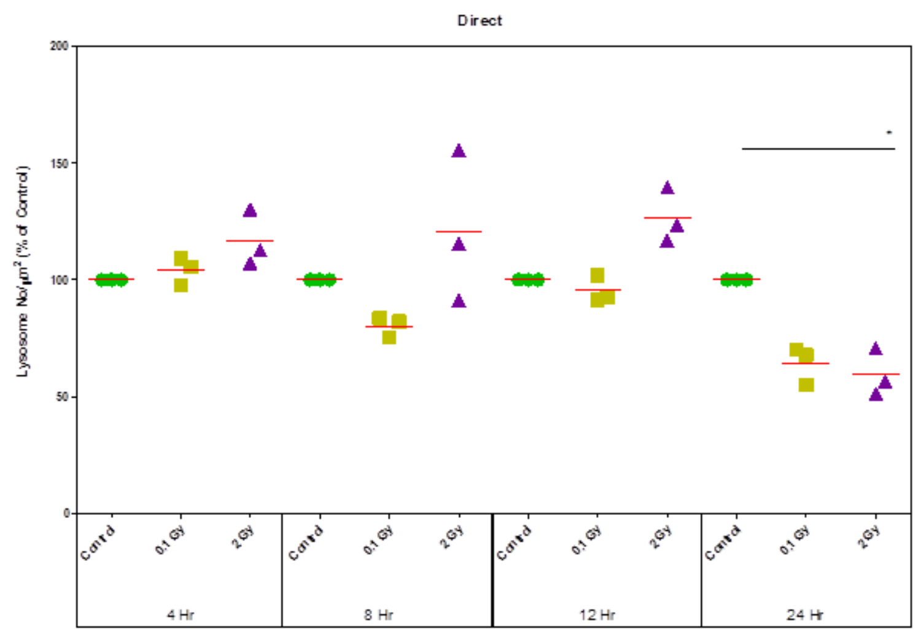Direct

Lysosome No/μm² (% of Control)

| 4 Hr | | | 8 Hr | | | 12 Hr | | | 24 Hr | | |
|---|---|---|---|---|---|---|---|---|---|---|---|
| Control | 0.1 Gy | 2 Gy | Control | 0.1 Gy | 2 Gy | Control | 0.1 Gy | 2 Gy | Control | 0.1 Gy | 2 Gy |

*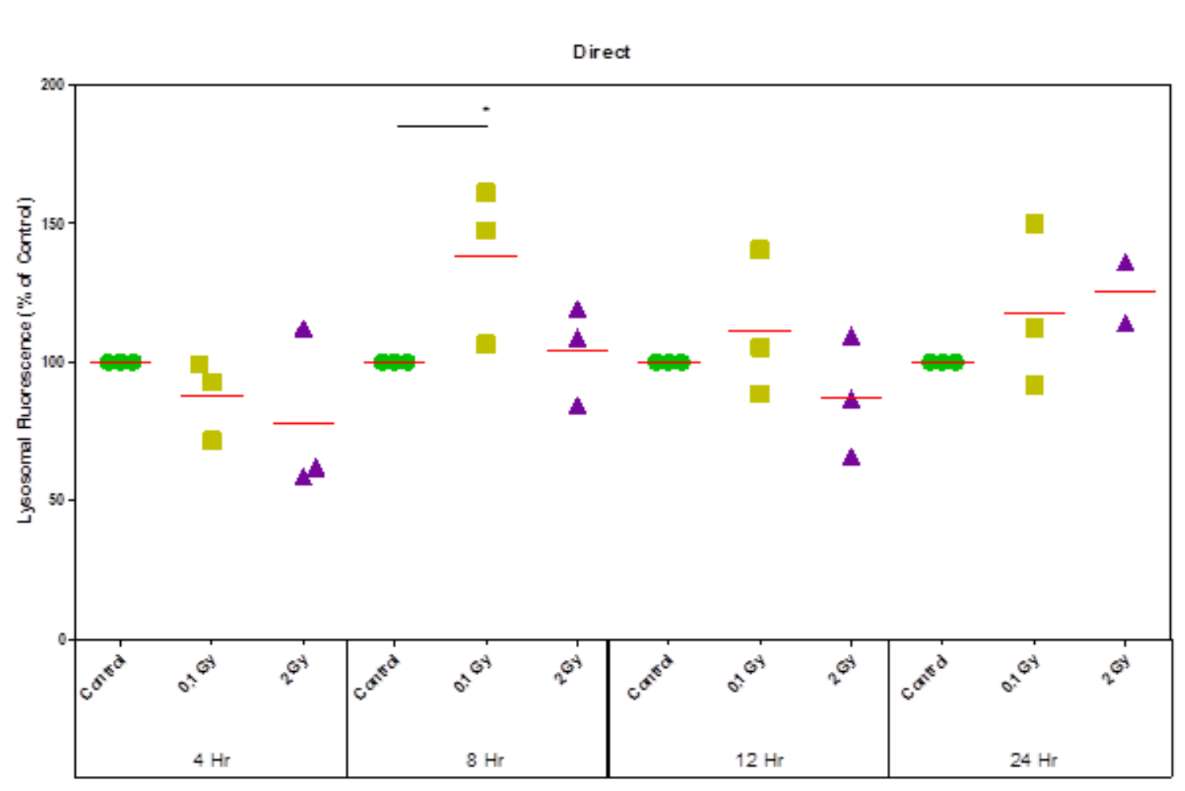Direct

Lysosomal Fluorescence (% of Control)

200

150

100

50

0

*

Control | 0.1 Gy | 2 Gy | Control | 0.1 Gy | 2 Gy | Control | 0.1 Gy | 2 Gy | Control | 0.1 Gy | 2 Gy

4 Hr | 8 Hr | 12 Hr | 24 Hr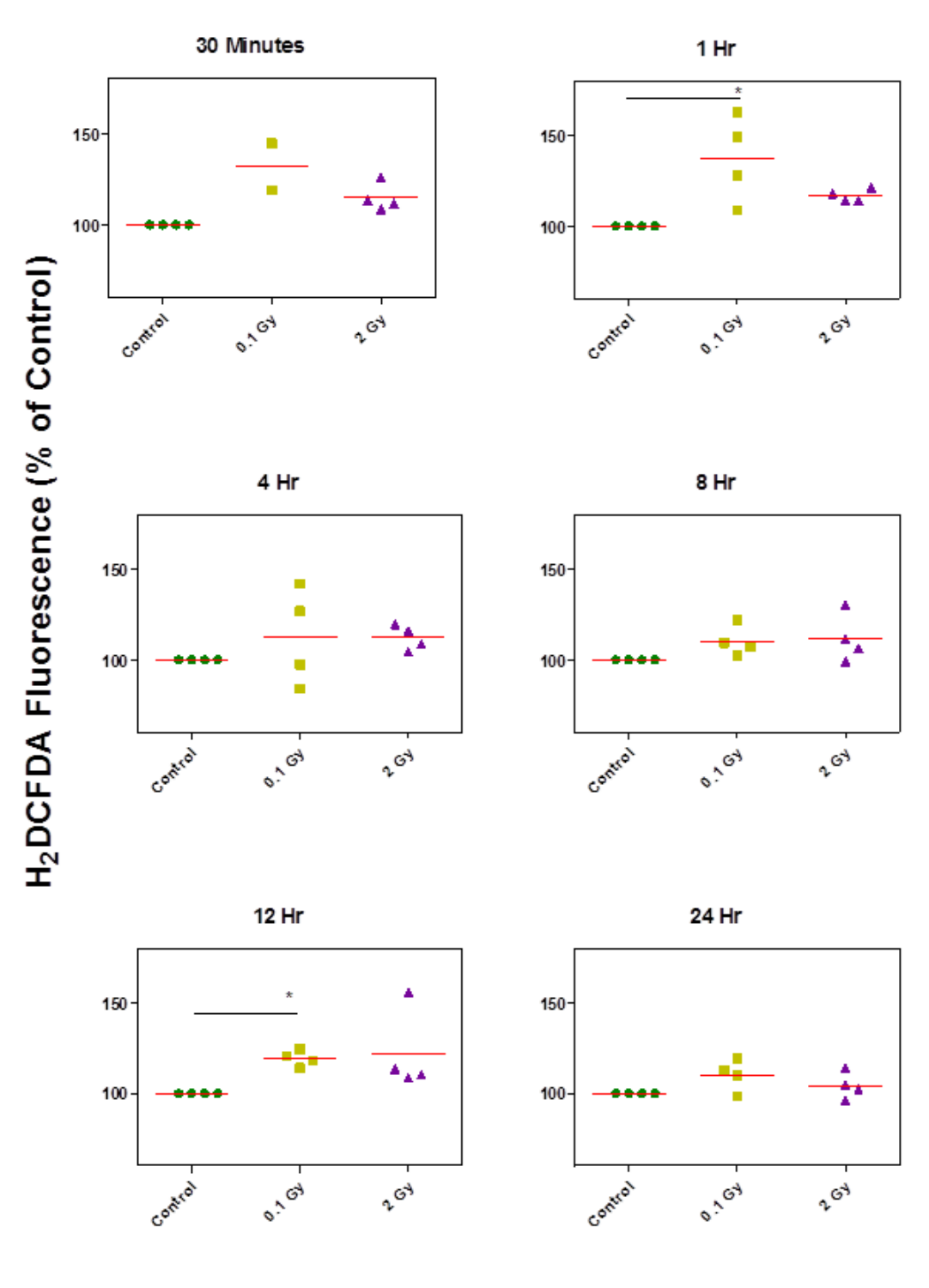$H_2DCFDA$ Fluorescence (% of Control)

30 Minutes

1 Hr

4 Hr

8 Hr

12 Hr

24 Hr

Control | 0.1 Gy | 2 Gy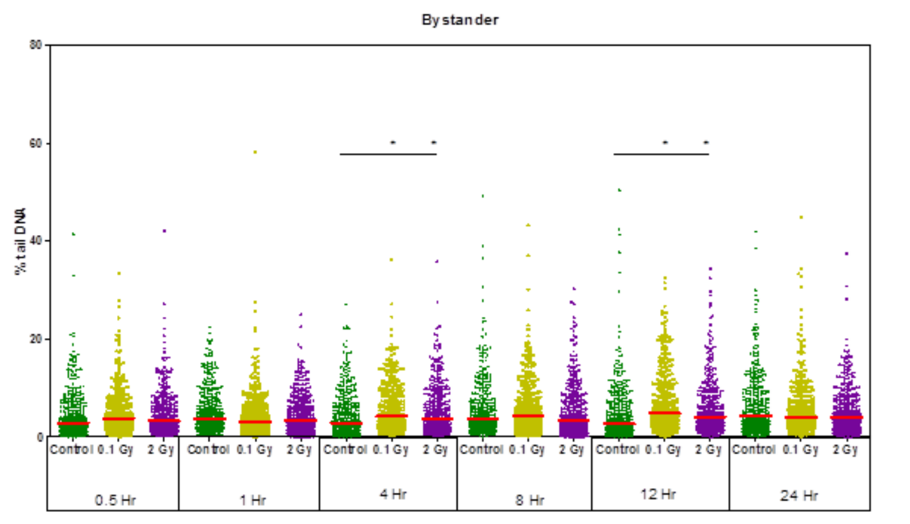Bystander

% tail DNA

| 0.5 Hr | | | 1 Hr | | | 4 Hr | | | 8 Hr | | | 12 Hr | | | 24 Hr | | |
|---|---|---|---|---|---|---|---|---|---|---|---|---|---|---|---|---|---|
| Control | 0.1 Gy | 2 Gy | Control | 0.1 Gy | 2 Gy | Control | 0.1 Gy | 2 Gy | Control | 0.1 Gy | 2 Gy | Control | 0.1 Gy | 2 Gy | Control | 0.1 Gy | 2 Gy |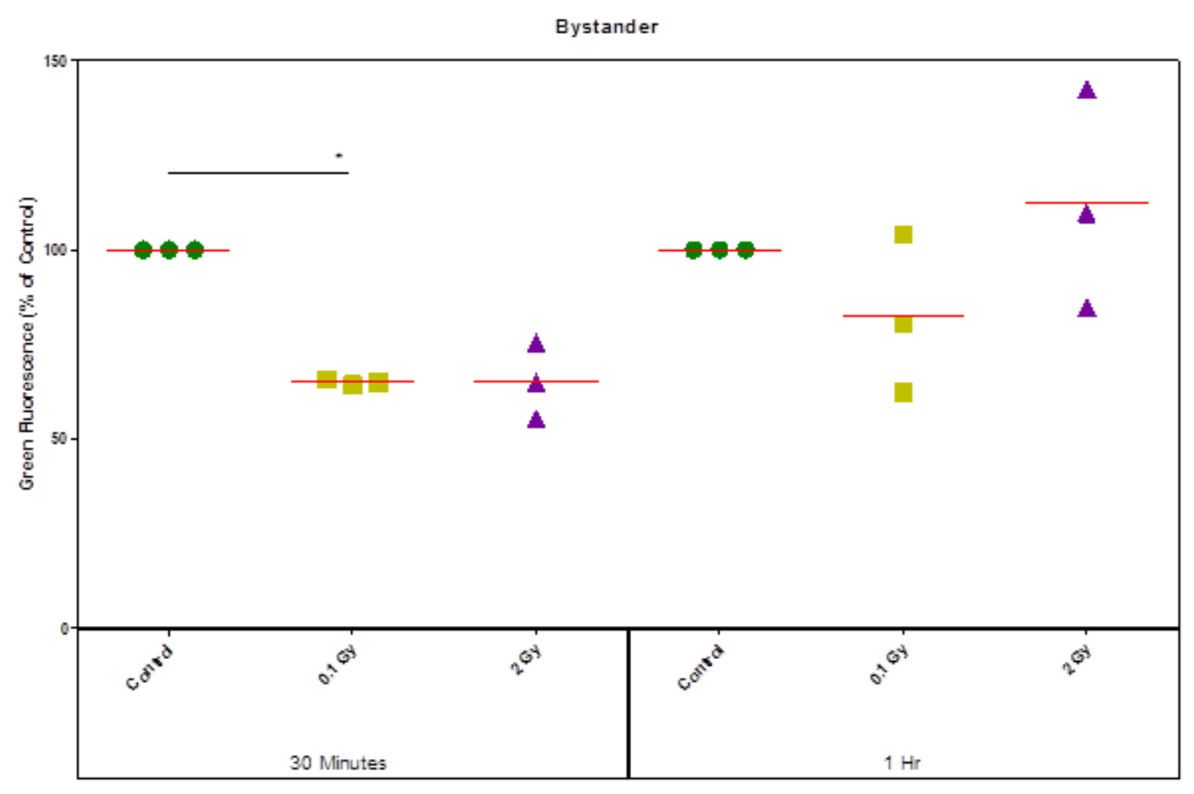Bystander

Green Fluorescence (% of Control)

150

100

50

0

*

Control

0.1 Gy

2 Gy

Control

0.1 Gy

2 Gy

30 Minutes

1 Hr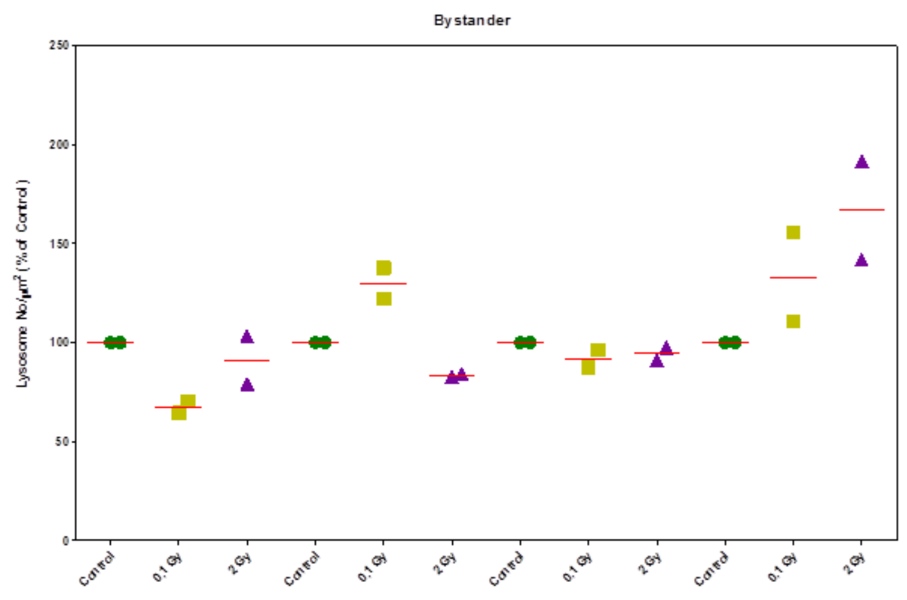Bystander

Lysosome No/µm² (% of Control)

| Control | 0,1 Gy | 2 Gy | Control | 0,1 Gy | 2 Gy | Control | 0,1 Gy | 2 Gy | Control | 0,1 Gy | 2 Gy |
|---|---|---|---|---|---|---|---|---|---|---|---|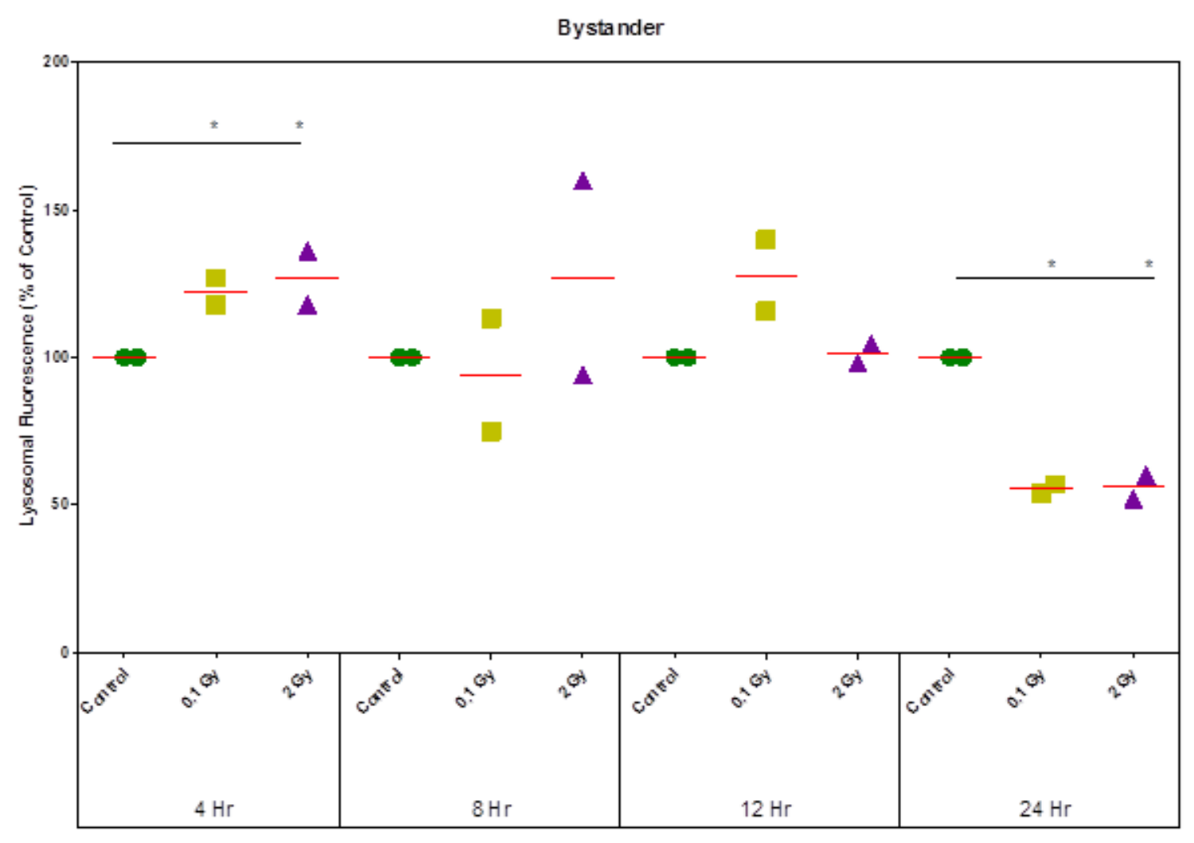Bystander

Lysosomal Fluorescence (% of Control)

0, 50, 100, 150, 200

Control, 0.1 Gy, 2 Gy (4 Hr)

Control, 0.1 Gy, 2 Gy (8 Hr)

Control, 0.1 Gy, 2 Gy (12 Hr)

Control, 0.1 Gy, 2 Gy (24 Hr)

\* \*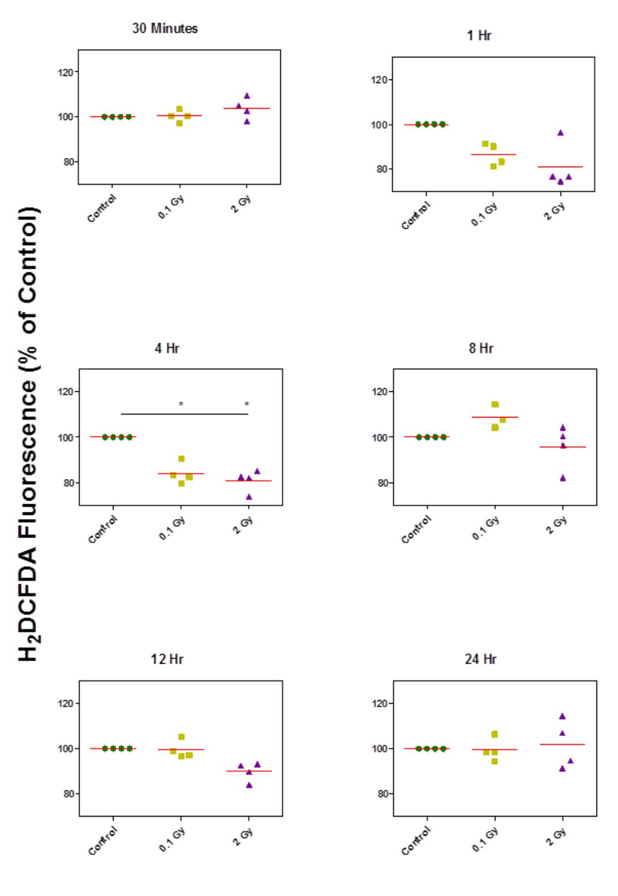$H_2DCFDA$ Fluorescence (% of Control)

30 Minutes

1 Hr

4 Hr

8 Hr

12 Hr

24 Hr

Control, 0.1 Gy, 2 Gy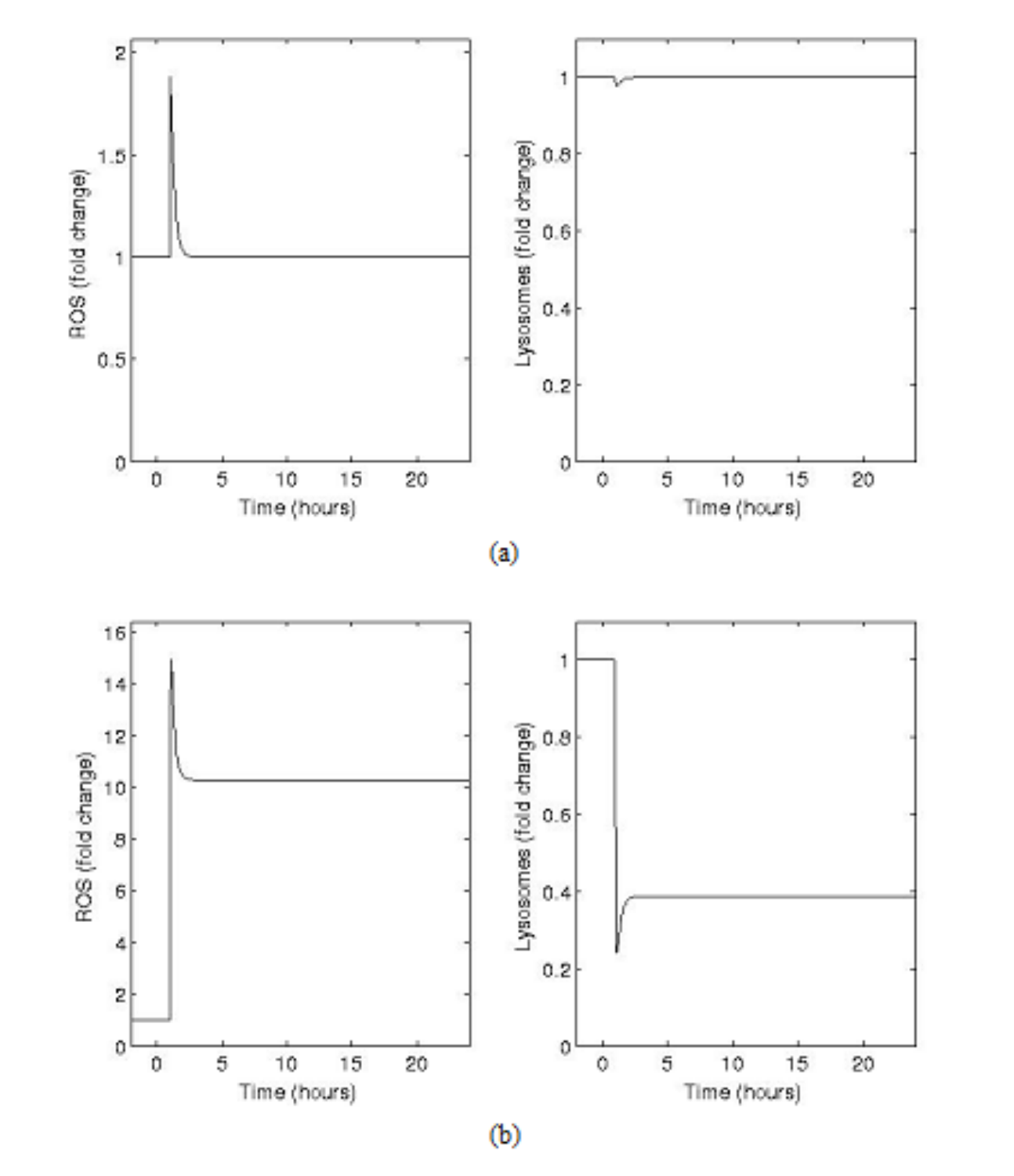ROS (fold change)

2
1.5
1
0.5
0

0 5 10 15 20

Time (hours)

Lysosomes (fold change)

1
0.8
0.6
0.4
0.2
0

0 5 10 15 20

Time (hours)

(a)

ROS (fold change)

16
14
12
10
8
6
4
2
0

0 5 10 15 20

Time (hours)

Lysosomes (fold change)

1
0.8
0.6
0.4
0.2
0

0 5 10 15 20

Time (hours)

(b)